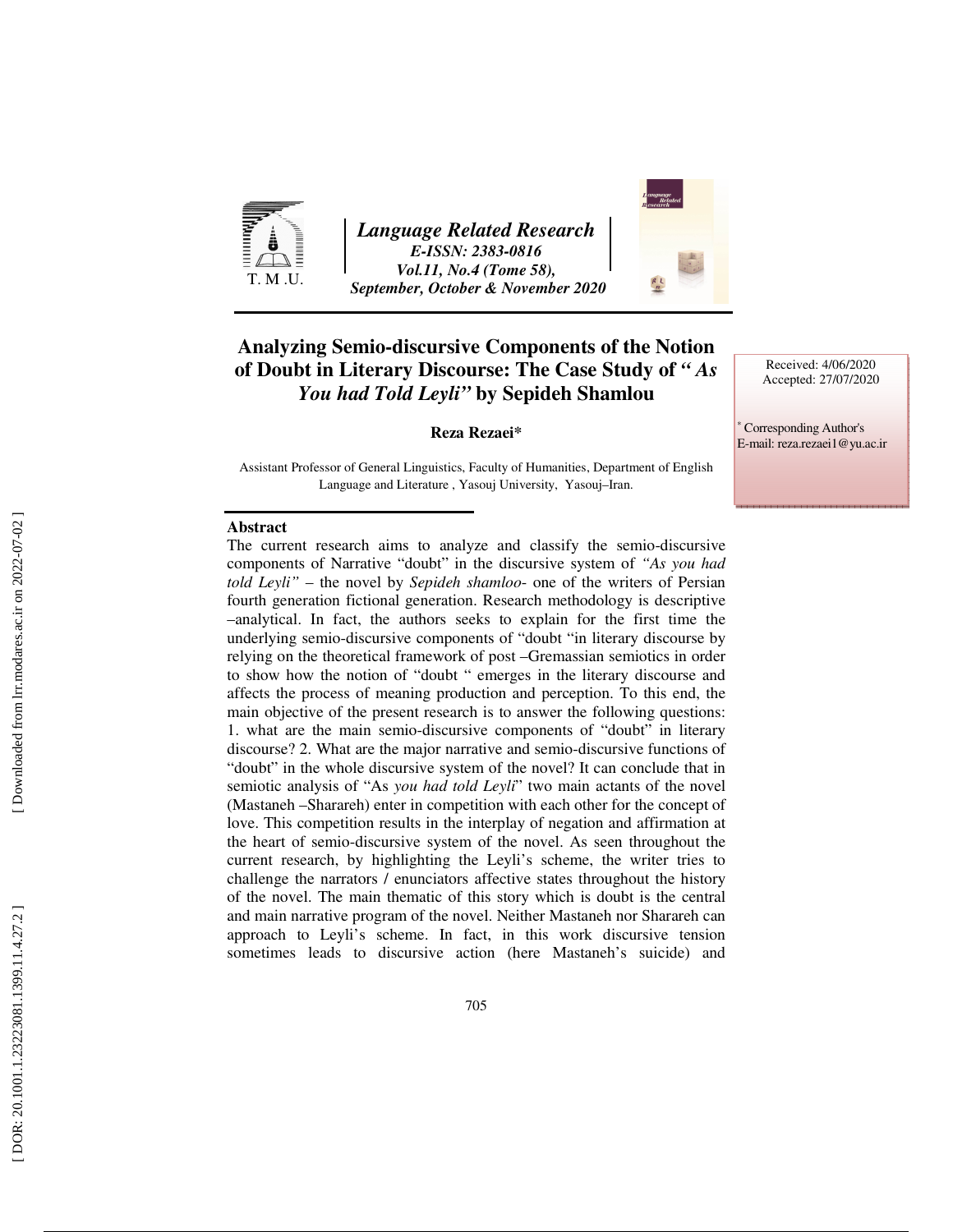# Analyzing Semio-discursive Components of the Notion of Doubt in Literary Discourse: The Case Study of *" As You had Told Leyli"* by Sepideh Shamlou

Received: 4/06/2020
Accepted: 27/07/2020

**Reza Rezaei***

Assistant Professor of General Linguistics, Faculty of Humanities, Department of English Language and Literature , Yasouj University, Yasouj–Iran.

[*] Corresponding Author's
E-mail: reza.rezaei1@yu.ac.ir

## Abstract

The current research aims to analyze and classify the semio-discursive components of Narrative "doubt" in the discursive system of *"As you had told Leyli"* – the novel by *Sepideh shamloo-* one of the writers of Persian fourth generation fictional generation. Research methodology is descriptive –analytical. In fact, the authors seeks to explain for the first time the underlying semio-discursive components of "doubt "in literary discourse by relying on the theoretical framework of post –Gremassian semiotics in order to show how the notion of "doubt " emerges in the literary discourse and affects the process of meaning production and perception. To this end, the main objective of the present research is to answer the following questions: 1. what are the main semio-discursive components of "doubt" in literary discourse? 2. What are the major narrative and semio-discursive functions of "doubt" in the whole discursive system of the novel? It can conclude that in semiotic analysis of "As *you had told Leyli*" two main actants of the novel (Mastaneh –Sharareh) enter in competition with each other for the concept of love. This competition results in the interplay of negation and affirmation at the heart of semio-discursive system of the novel. As seen throughout the current research, by highlighting the Leyli's scheme, the writer tries to challenge the narrators / enunciators affective states throughout the history of the novel. The main thematic of this story which is doubt is the central and main narrative program of the novel. Neither Mastaneh nor Sharareh can approach to Leyli's scheme. In fact, in this work discursive tension sometimes leads to discursive action (here Mastaneh's suicide) and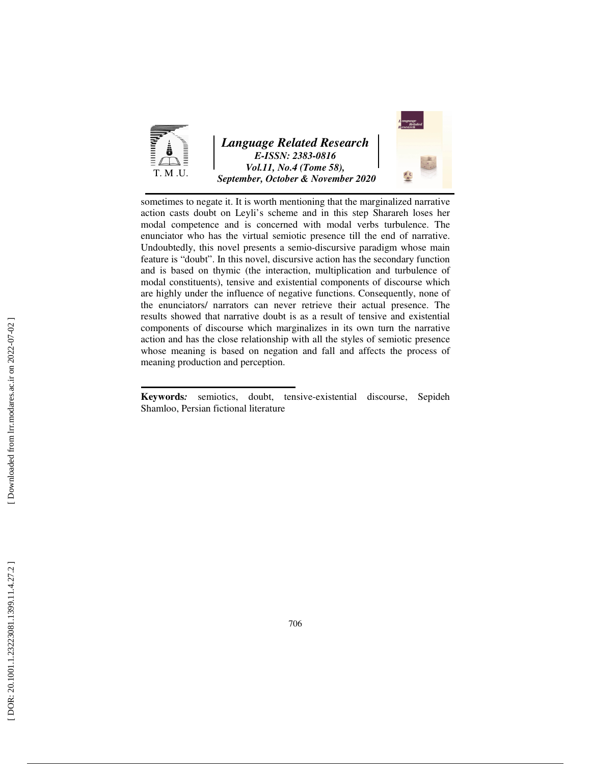sometimes to negate it. It is worth mentioning that the marginalized narrative action casts doubt on Leyli's scheme and in this step Sharareh loses her modal competence and is concerned with modal verbs turbulence. The enunciator who has the virtual semiotic presence till the end of narrative. Undoubtedly, this novel presents a semio-discursive paradigm whose main feature is "doubt". In this novel, discursive action has the secondary function and is based on thymic (the interaction, multiplication and turbulence of modal constituents), tensive and existential components of discourse which are highly under the influence of negative functions. Consequently, none of the enunciators/ narrators can never retrieve their actual presence. The results showed that narrative doubt is as a result of tensive and existential components of discourse which marginalizes in its own turn the narrative action and has the close relationship with all the styles of semiotic presence whose meaning is based on negation and fall and affects the process of meaning production and perception.

**Keywords***:* semiotics, doubt, tensive-existential discourse, Sepideh Shamloo, Persian fictional literature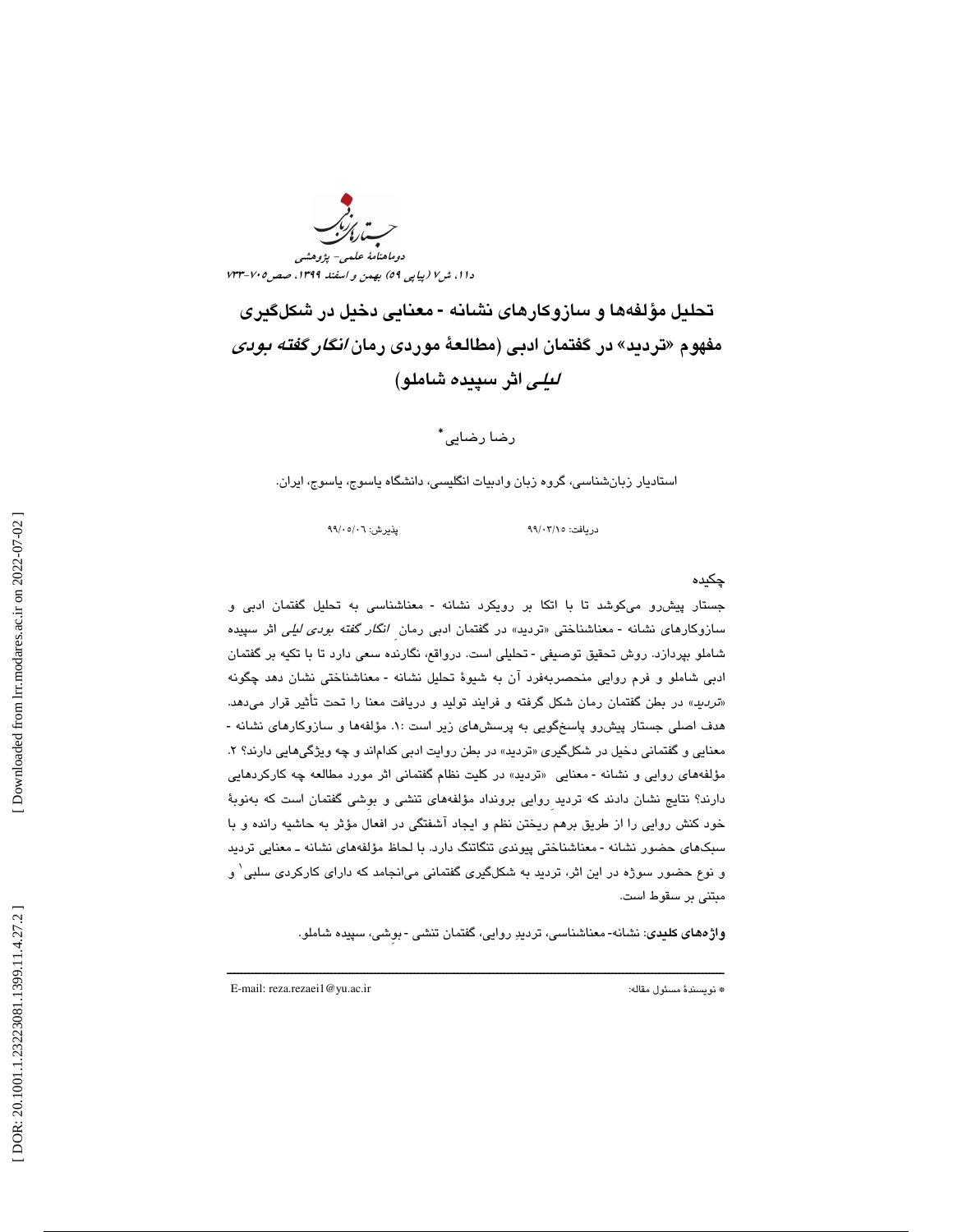# تحلیل مؤلفه‌ها و سازوکارهای نشانه - معنایی دخیل در شکل‌گیری مفهوم «تردید» در گفتمان ادبی (مطالعهٔ موردی رمان *انگار گفته بودی لیلی* اثر سپیده شاملو)

رضا رضایی*

استادیار زبان‌شناسی، گروه زبان وادبیات انگلیسی، دانشگاه یاسوج، یاسوج، ایران.

دریافت: ۹۹/۰۳/۱۵ پذیرش: ۹۹/۰۵/۰۶

## چکیده

جستار پیش‌رو می‌کوشد تا با اتکا بر رویکرد نشانه - معناشناسی به تحلیل گفتمان ادبی و سازوکارهای نشانه - معناشناختی «تردید» در گفتمان ادبی رمان *انگار گفته بودی لیلی* اثر سپیده شاملو بپردازد. روش تحقیق توصیفی - تحلیلی است. درواقع، نگارنده سعی دارد تا با تکیه بر گفتمان ادبی شاملو و فرم روایی منحصربه‌فرد آن به شیوهٔ تحلیل نشانه - معناشناختی نشان دهد چگونه «*تردید*» در بطن گفتمان رمان شکل گرفته و فرایند تولید و دریافت معنا را تحت تأثیر قرار می‌دهد. هدف اصلی جستار پیش‌رو پاسخ‌گویی به پرسش‌های زیر است :۱. مؤلفه‌ها و سازوکارهای نشانه - معنایی و گفتمانی دخیل در شکل‌گیری «تردید» در بطن روایت ادبی کدام‌اند و چه ویژگی‌هایی دارند؟ ۲. مؤلفه‌های روایی و نشانه - معنایی «تردید» در کلیت نظام گفتمانی اثر مورد مطالعه چه کارکردهایی دارند؟ نتایج نشان دادند که تردیدِ روایی برونداد مؤلفه‌های تنشی و بوِشی گفتمان است که به‌نوبهٔ خود کنش روایی را از طریق برهم ریختن نظم و ایجاد آشفتگی در افعال مؤثر به حاشیه رانده و با سبک‌های حضور نشانه - معناشناختی پیوندی تنگاتنگ دارد. با لحاظ مؤلفه‌های نشانه ـ معنایی تردید و نوع حضور سوژه در این اثر، تردید به شکل‌گیری گفتمانی می‌انجامد که دارای کارکردی سلبی[1] و مبتنی بر سقوط است.

**واژه‌های کلیدی**: نشانه- معناشناسی، تردیدِ روایی، گفتمان تنشی - بوِشی، سپیده شاملو.

---

* نویسندهٔ مسئول مقاله: E-mail: reza.rezaei1@yu.ac.ir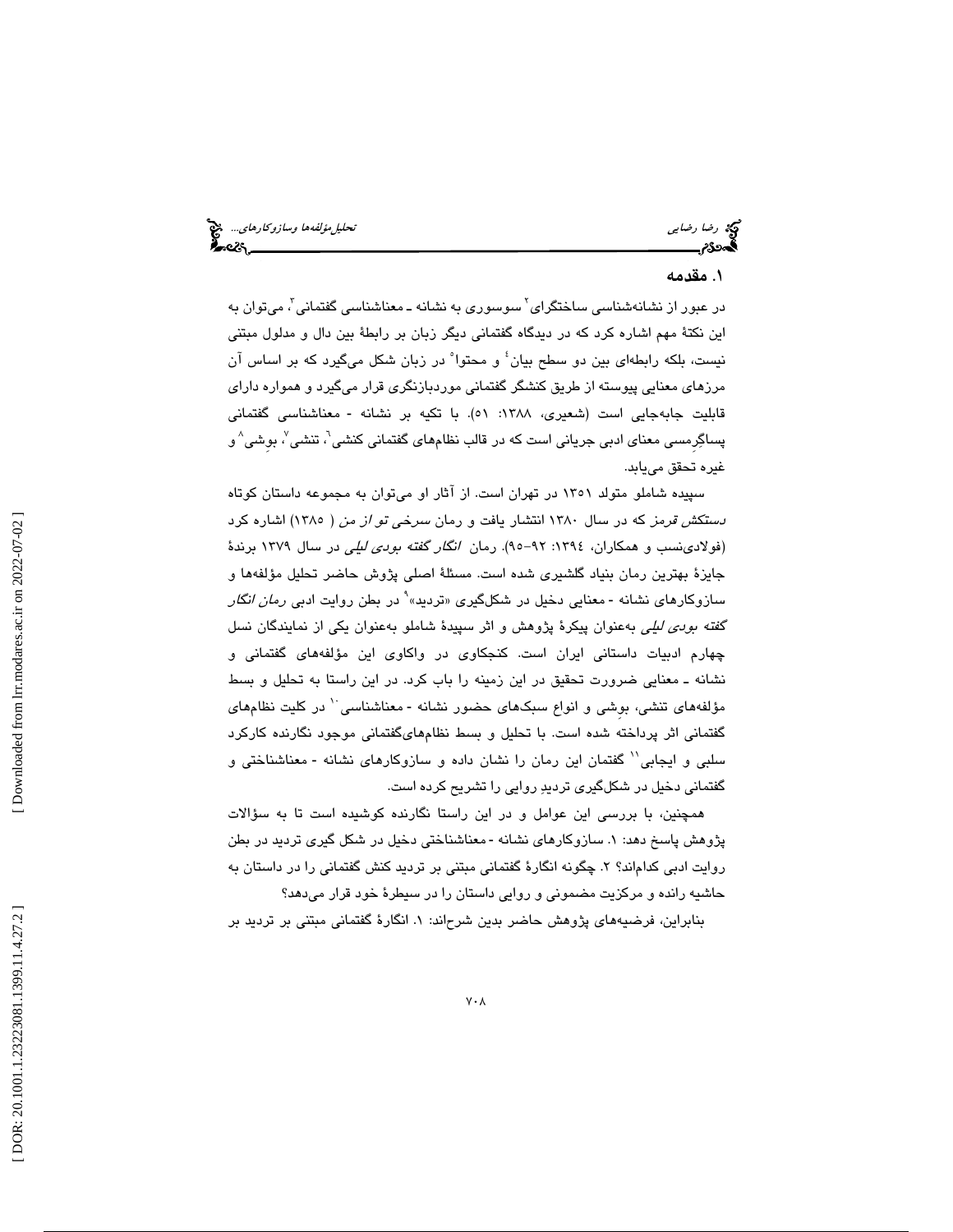## ۱. مقدمه

در عبور از نشانه‌شناسی ساختگرای[2] سوسوری به نشانه ـ معناشناسی گفتمانی[3]، می‌توان به این نکتهٔ مهم اشاره کرد که در دیدگاه گفتمانی دیگر زبان بر رابطهٔ بین دال و مدلول مبتنی نیست، بلکه رابطه‌ای بین دو سطح بیان[4] و محتوا[5] در زبان شکل می‌گیرد که بر اساس آن مرزهای معنایی پیوسته از طریق کنشگر گفتمانی موردبازنگری قرار می‌گیرد و همواره دارای قابلیت جابه‌جایی است (شعیری، ۱۳۸۸: ۵۱). با تکیه بر نشانه - معناشناسی گفتمانی پساگِرمسی معنای ادبی جریانی است که در قالب نظام‌های گفتمانی کنشی[6]، تنشی[7]، بوشی[8] و غیره تحقق می‌یابد.

سپیده شاملو متولد ۱۳۵۱ در تهران است. از آثار او می‌توان به مجموعه داستان کوتاه *دستکش قرمز* که در سال ۱۳۸۰ انتشار یافت و رمان *سرخی تو از من* ( ۱۳۸۵) اشاره کرد (فولادی‌نسب و همکاران، ۱۳۹٤: ۹۲-۹۵). رمان *انگار گفته بودی لیلی* در سال ۱۳۷۹ برندهٔ جایزهٔ بهترین رمان بنیاد گلشیری شده است. مسئلهٔ اصلی پژوش حاضر تحلیل مؤلفه‌ها و سازوکارهای نشانه - معنایی دخیل در شکل‌گیری «تردید»[9] در بطن روایت ادبی *رمان انگار گفته بودی لیلی* به‌عنوان پیکرهٔ پژوهش و اثر سپیدهٔ شاملو به‌عنوان یکی از نمایندگان نسل چهارم ادبیات داستانی ایران است. کنجکاوی در واکاوی این مؤلفه‌های گفتمانی و نشانه ـ معنایی ضرورت تحقیق در این زمینه را باب کرد. در این راستا به تحلیل و بسط مؤلفه‌های تنشی، بوشی و انواع سبک‌های حضور نشانه - معناشناسی[10] در کلیت نظام‌های گفتمانی اثر پرداخته شده است. با تحلیل و بسط نظام‌های‌گفتمانی موجود نگارنده کارکرد سلبی و ایجابی[11] گفتمان این رمان را نشان داده و سازوکارهای نشانه - معناشناختی و گفتمانی دخیل در شکل‌گیری تردیدِ روایی را تشریح کرده است.

همچنین، با بررسی این عوامل و در این راستا نگارنده کوشیده است تا به سؤالات پژوهش پاسخ دهد: ۱. سازوکارهای نشانه - معناشناختی دخیل در شکل گیری تردید در بطن روایت ادبی کدام‌اند؟ ۲. چگونه انگارهٔ گفتمانی مبتنی بر تردید کنش گفتمانی را در داستان به حاشیه رانده و مرکزیت مضمونی و روایی داستان را در سیطرهٔ خود قرار می‌دهد؟

بنابراین، فرضیه‌های پژوهش حاضر بدین شرح‌اند: ۱. انگارهٔ گفتمانی مبتنی بر تردید بر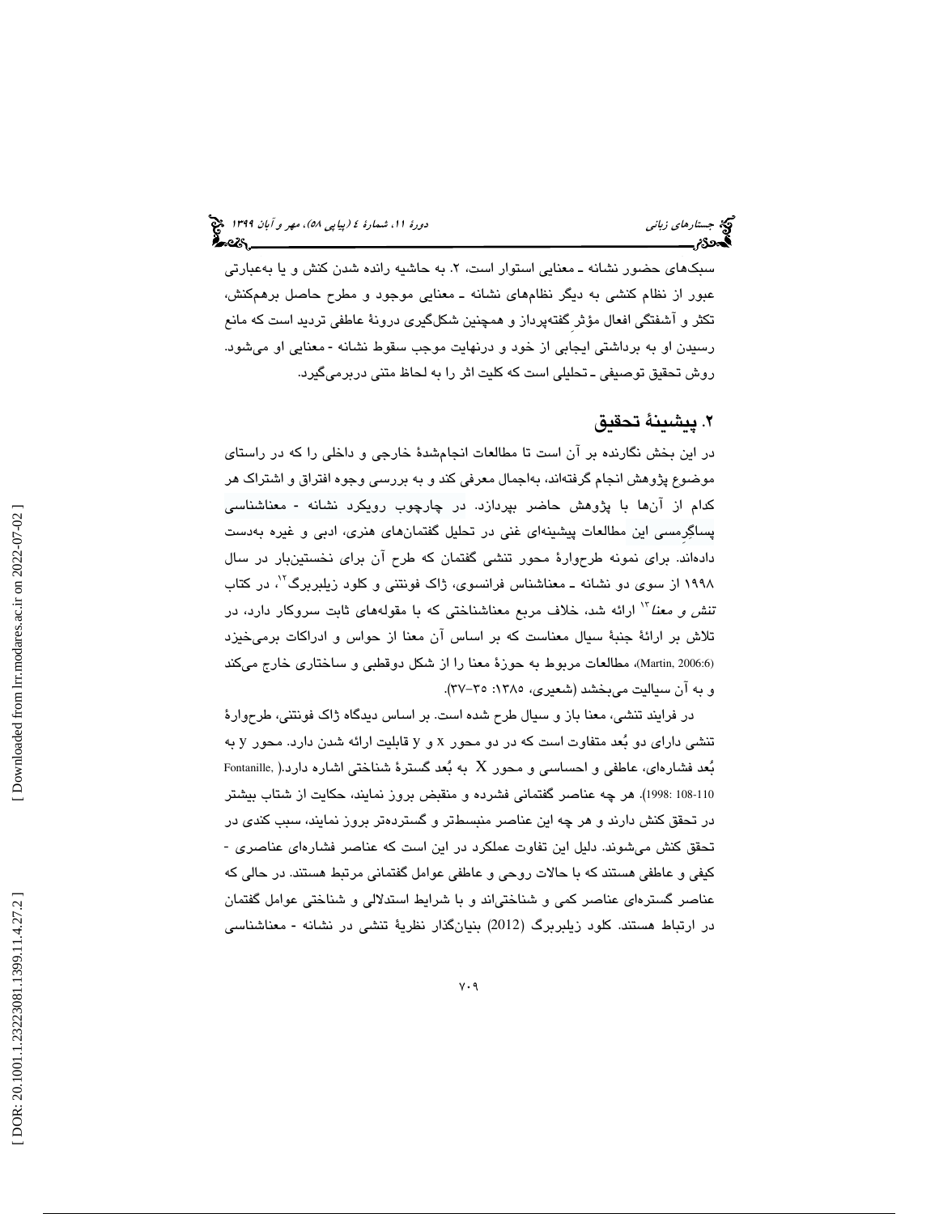سبک‌های حضور نشانه ـ معنایی استوار است، ۲. به حاشیه رانده شدن کنش و یا به‌عبارتی عبور از نظام کنشی به دیگر نظام‌های نشانه ـ معنایی موجود و مطرح حاصل برهم‌کنش، تکثر و آشفتگی افعال مؤثرِ گفته‌پرداز و همچنین شکل‌گیری درونهٔ عاطفی تردید است که مانع رسیدن او به برداشتی ایجابی از خود و درنهایت موجب سقوط نشانه - معنایی او می‌شود. روش تحقیق توصیفی ـ تحلیلی است که کلیت اثر را به لحاظ متنی دربرمی‌گیرد.

## ۲. پیشینهٔ تحقیق

در این بخش نگارنده بر آن است تا مطالعات انجام‌شدهٔ خارجی و داخلی را که در راستای موضوع پژوهش انجام گرفته‌اند، به‌اجمال معرفی کند و به بررسی وجوه افتراق و اشتراک هر کدام از آن‌ها با پژوهش حاضر بپردازد. در چارچوب رویکرد نشانه - معناشناسی پساگِرمسی این مطالعات پیشینه‌ای غنی در تحلیل گفتمان‌های هنری، ادبی و غیره به‌دست داده‌اند. برای نمونه طرح‌وارهٔ محور تنشی گفتمان که طرح آن برای نخستین‌بار در سال ۱۹۹۸ از سوی دو نشانه ـ معناشناس فرانسوی، ژاک فونتنی و کلود زیلبربرگ[۱۲]، در کتاب *تنش و معنا*[۱۳] ارائه شد، خلاف مربع معناشناختی که با مقوله‌های ثابت سروکار دارد، در تلاش بر ارائهٔ جنبهٔ سیال معناست که بر اساس آن معنا از حواس و ادراکات برمی‌خیزد (Martin, 2006:6)، مطالعات مربوط به حوزهٔ معنا را از شکل دوقطبی و ساختاری خارج می‌کند و به آن سیالیت می‌بخشد (شعیری، ۱۳۸۵: ۳۵-۳۷).

در فرایند تنشی، معنا باز و سیال طرح شده است. بر اساس دیدگاه ژاک فونتنی، طرح‌وارهٔ تنشی دارای دو بُعد متفاوت است که در دو محور x و y قابلیت ارائه شدن دارد. محور y به بُعد فشاره‌ای، عاطفی و احساسی و محور X به بُعد گسترهٔ شناختی اشاره دارد.( Fontanille, 1998: 108-110). هر چه عناصر گفتمانی فشرده و منقبض بروز نمایند، حکایت از شتاب بیشتر در تحقق کنش دارند و هر چه این عناصر منبسط‌تر و گسترده‌تر بروز نمایند، سبب کندی در تحقق کنش می‌شوند. دلیل این تفاوت عملکرد در این است که عناصر فشاره‌ای عناصری - کیفی و عاطفی هستند که با حالات روحی و عاطفی عوامل گفتمانی مرتبط هستند. در حالی که عناصر گستره‌ای عناصر کمی و شناختی‌اند و با شرایط استدلالی و شناختی عوامل گفتمان در ارتباط هستند. کلود زیلبربرگ (2012) بنیان‌گذار نظریهٔ تنشی در نشانه - معناشناسی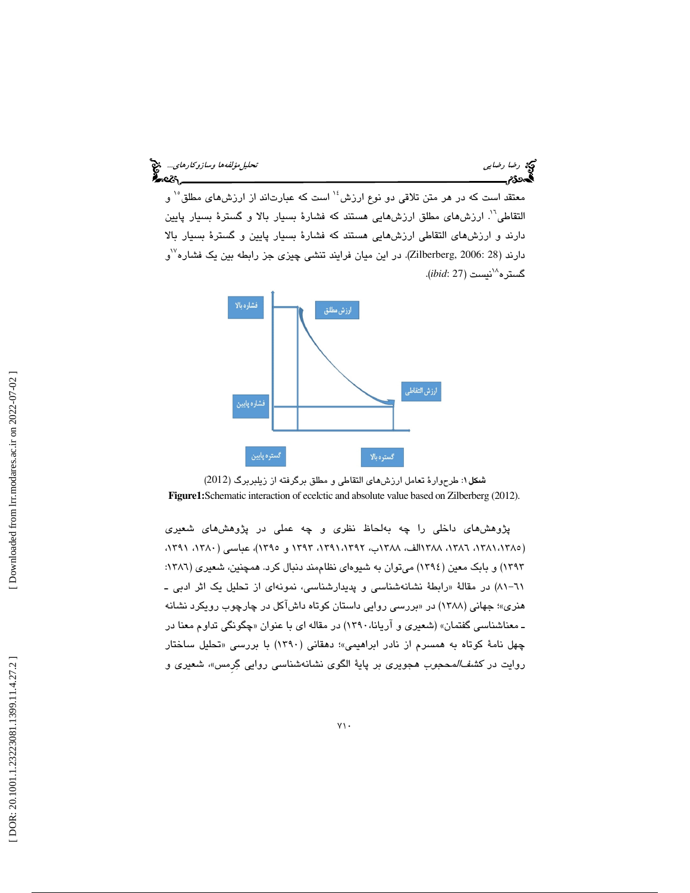معتقد است که در هر متن تلاقی دو نوع ارزش[14] است که عبارت‌اند از ارزش‌های مطلق[15] و التقاطی[16]. ارزش‌های مطلق ارزش‌هایی هستند که فشارهٔ بسیار بالا و گسترهٔ بسیار پایین دارند و ارزش‌های التقاطی ارزش‌هایی هستند که فشارهٔ بسیار پایین و گسترهٔ بسیار بالا دارند (Zilberberg, 2006: 28). در این میان فرایند تنشی چیزی جز رابطه بین یک فشاره[17] و گستره[18] نیست (*ibid*: 27).

فشاره بالا | ارزش مطلق | ارزش التقاطی | فشاره پایین | گستره پایین | گستره بالا

**شکل ۱**: طرح‌وارهٔ تعامل ارزش‌های التقاطی و مطلق برگرفته از زیلبربرگ (2012)

**Figure1:**Schematic interaction of ecelctic and absolute value based on Zilberberg (2012).

پژوهش‌های داخلی را چه به‌لحاظ نظری و چه عملی در پژوهش‌های شعیری (۱۳۸۵،۱۳۸۱، ۱۳۸۶، ۱۳۸۸الف، ۱۳۸۸ب، ۱۳۹۲،۱۳۹۱، ۱۳۹۳ و ۱۳۹۵)، عباسی (۱۳۸۰، ۱۳۹۱، ۱۳۹۳) و بابک معین (۱۳۹۴) می‌توان به شیوه‌ای نظام‌مند دنبال کرد. همچنین، شعیری (۱۳۸۶: ۶۱-۸۱) در مقالهٔ «رابطهٔ نشانه‌شناسی و پدیدارشناسی، نمونه‌ای از تحلیل یک اثر ادبی ـ هنری»؛ جهانی (۱۳۸۸) در «بررسی روایی داستان کوتاه داش‌آکل در چارچوب رویکرد نشانه ـ معناشناسی گفتمان» (شعیری و آریانا،۱۳۹۰) در مقاله ای با عنوان «چگونگی تداوم معنا در چهل نامهٔ کوتاه به همسرم از نادر ابراهیمی»؛ دهقانی (۱۳۹۰) با بررسی «تحلیل ساختار روایت در *کشف‌المحجوب* هجویری بر پایهٔ الگوی نشانه‌شناسی روایی گِرمس»، شعیری و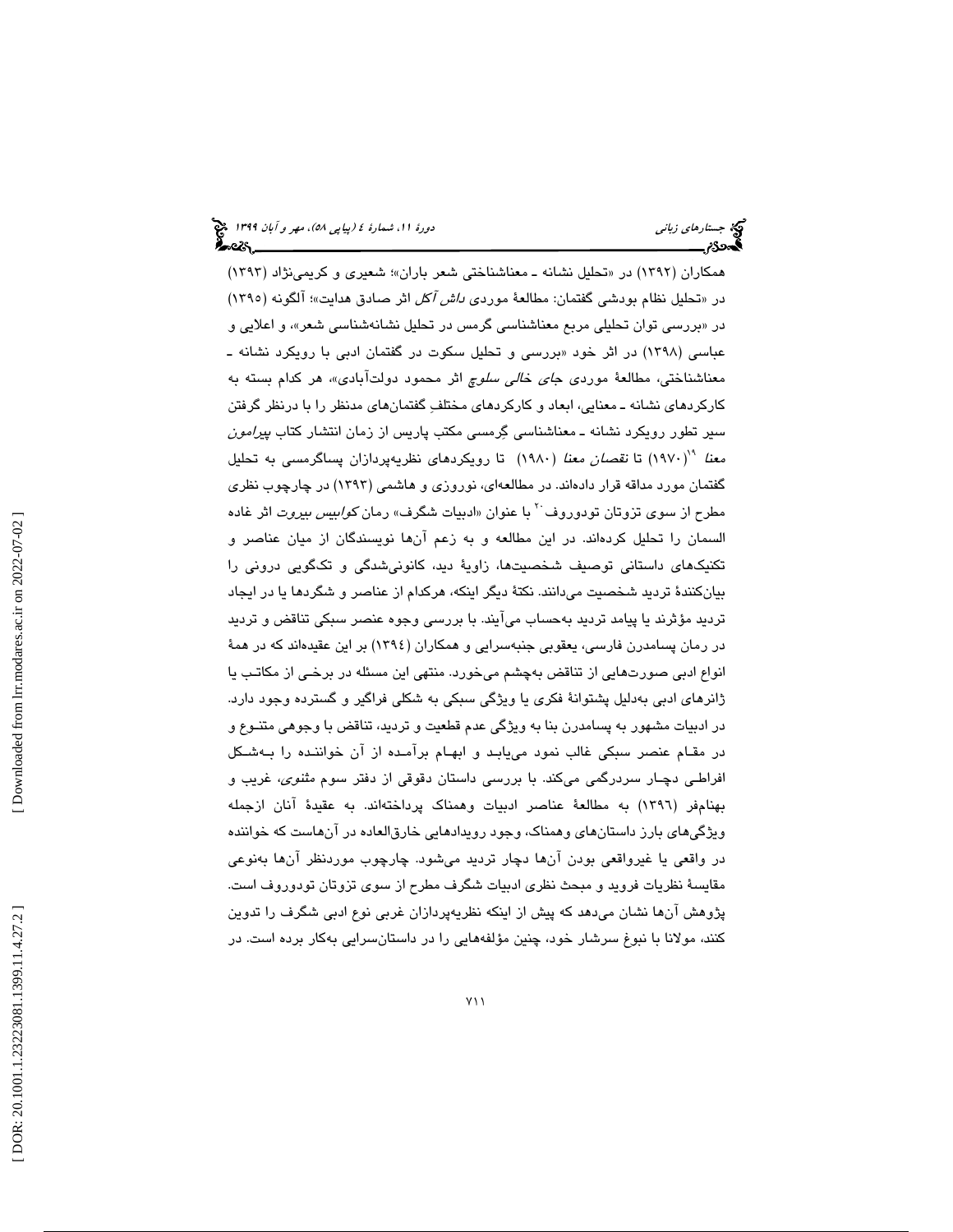همکاران (۱۳۹۲) در «تحلیل نشانه ـ معناشناختی شعر باران»؛ شعیری و کریمی‌نژاد (۱۳۹۳) در «تحلیل نظام بودشی گفتمان: مطالعهٔ موردی *داش آکل* اثر صادق هدایت»؛ آلگونه (۱۳۹۵) در «بررسی توان تحلیلی مربع معناشناسی گرمس در تحلیل نشانه‌شناسی شعر»، و اعلایی و عباسی (۱۳۹۸) در اثر خود «بررسی و تحلیل سکوت در گفتمان ادبی با رویکرد نشانه ـ معناشناختی، مطالعهٔ موردی *جای خالی سلوچ* اثر محمود دولت‌آبادی»، هر کدام بسته به کارکردهای نشانه ـ معنایی، ابعاد و کارکردهای مختلفِ گفتمان‌های مدنظر را با درنظر گرفتن سیر تطور رویکرد نشانه ـ معناشناسی گِرمسی مکتب پاریس از زمان انتشار کتاب *پیرامون معنا*[19] (۱۹۷۰) تا *نقصان معنا* (۱۹۸۰) تا رویکردهای نظریه‌پردازان پساگرمسی به تحلیل گفتمان مورد مداقه قرار داده‌اند. در مطالعه‌ای، نوروزی و هاشمی (۱۳۹۳) در چارچوب نظری مطرح از سوی تزوتان تودوروف[20] با عنوان «ادبیات شگرف» رمان *کوابیس بیروت* اثر غاده السمان را تحلیل کرده‌اند. در این مطالعه و به زعم آن‌ها نویسندگان از میان عناصر و تکنیک‌های داستانی توصیف شخصیت‌ها، زاویهٔ دید، کانونی‌شدگی و تک‌گویی درونی را بیان‌کنندهٔ تردید شخصیت می‌دانند. نکتهٔ دیگر اینکه، هرکدام از عناصر و شگردها یا در ایجاد تردید مؤثرند یا پیامد تردید به‌حساب می‌آیند. با بررسی وجوه عنصر سبکی تناقض و تردید در رمان پسامدرن فارسی، یعقوبی جنبه‌سرایی و همکاران (۱۳۹٤) بر این عقیده‌اند که در همهٔ انواع ادبی صورت‌هایی از تناقض به‌چشم می‌خورد. منتهی این مسئله در برخی از مکاتب یا ژانرهای ادبی به‌دلیل پشتوانهٔ فکری یا ویژگی سبکی به شکلی فراگیر و گسترده وجود دارد. در ادبیات مشهور به پسامدرن بنا به ویژگی عدم قطعیت و تردید، تناقض با وجوهی متنوع و در مقام عنصر سبکی غالب نمود می‌یابد و ابهام برآمده از آن خواننده را به‌شکل افراطی دچار سردرگمی می‌کند. با بررسی داستان دقوقی از دفتر سوم *مثنوی*، غریب و بهنام‌فر (۱۳۹٦) به مطالعهٔ عناصر ادبیات وهمناک پرداخته‌اند. به عقیدهٔ آنان ازجمله ویژگی‌های بارز داستان‌های وهمناک، وجود رویدادهایی خارق‌العاده در آن‌هاست که خواننده در واقعی یا غیرواقعی بودن آن‌ها دچار تردید می‌شود. چارچوب موردنظر آن‌ها به‌نوعی مقایسهٔ نظریات فروید و مبحث نظری ادبیات شگرف مطرح از سوی تزوتان تودوروف است. پژوهش آن‌ها نشان می‌دهد که پیش از اینکه نظریه‌پردازان غربی نوع ادبی شگرف را تدوین کنند، مولانا با نبوغ سرشار خود، چنین مؤلفه‌هایی را در داستان‌سرایی به‌کار برده است. در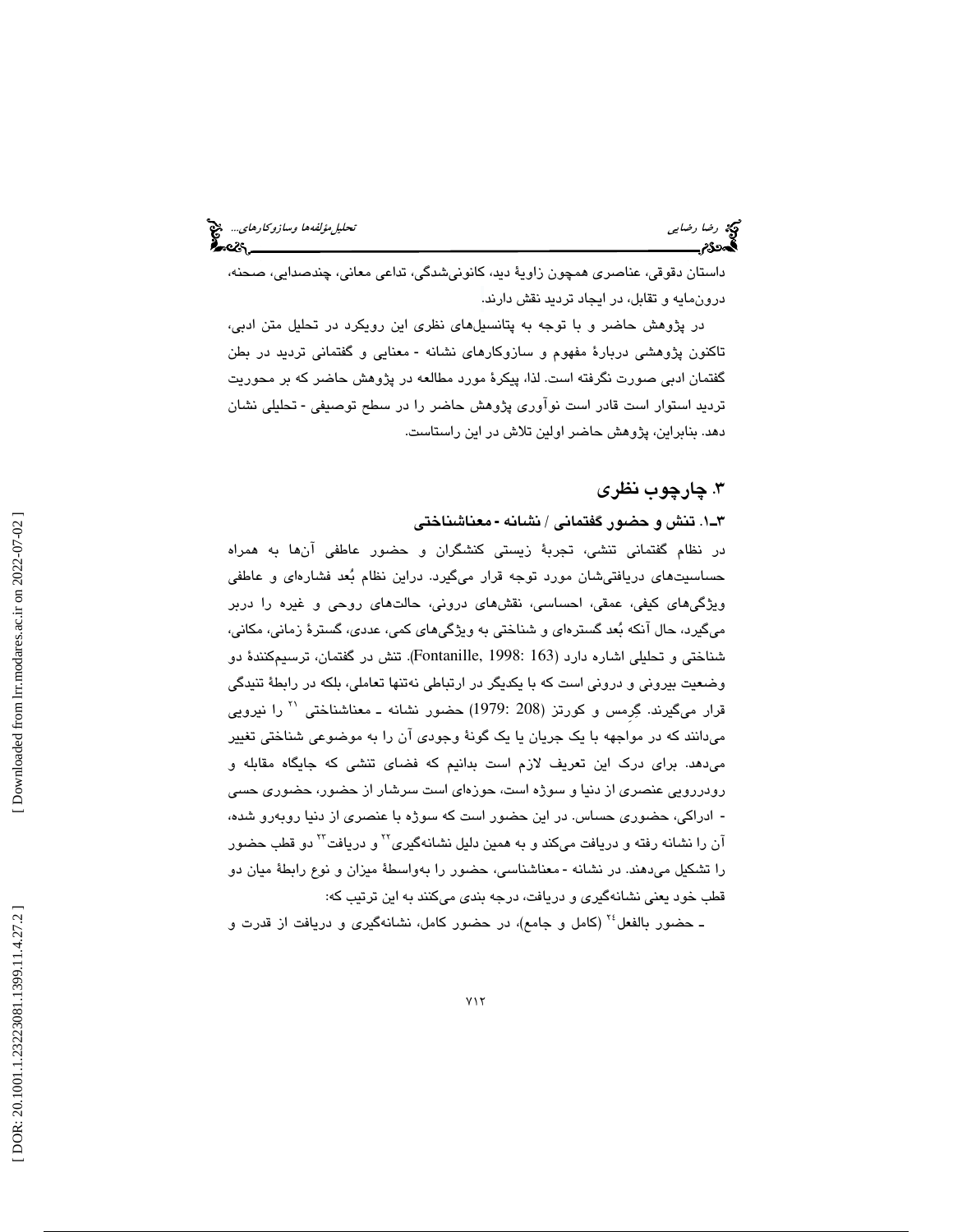داستان دقوقی، عناصری همچون زاویهٔ دید، کانونی‌شدگی، تداعی معانی، چندصدایی، صحنه، درون‌مایه و تقابل، در ایجاد تردید نقش دارند.

در پژوهش حاضر و با توجه به پتانسیل‌های نظری این رویکرد در تحلیل متن ادبی، تاکنون پژوهشی دربارهٔ مفهوم و سازوکارهای نشانه - معنایی و گفتمانی تردید در بطن گفتمان ادبی صورت نگرفته است. لذا، پیکرهٔ مورد مطالعه در پژوهش حاضر که بر محوریت تردید استوار است قادر است نوآوری پژوهش حاضر را در سطح توصیفی - تحلیلی نشان دهد. بنابراین، پژوهش حاضر اولین تلاش در این راستاست.

## ۳. چارچوب نظری

### ۳ـ۱. تنش و حضور گفتمانی / نشانه - معناشناختی

در نظام گفتمانی تنشی، تجربهٔ زیستی کنشگران و حضور عاطفی آن‌ها به همراه حساسیت‌های دریافتی‌شان مورد توجه قرار می‌گیرد. دراین نظام بُعد فشاره‌ای و عاطفی ویژگی‌های کیفی، عمقی، احساسی، نقش‌های درونی، حالت‌های روحی و غیره را دربر می‌گیرد، حال آنکه بُعد گستره‌ای و شناختی به ویژگی‌های کمی، عددی، گسترهٔ زمانی، مکانی، شناختی و تحلیلی اشاره دارد (Fontanille, 1998: 163). تنش در گفتمان، ترسیم‌کنندهٔ دو وضعیت بیرونی و درونی است که با یکدیگر در ارتباطی نه‌تنها تعاملی، بلکه در رابطهٔ تنیدگی قرار می‌گیرند. گِرِمس و کورتز (1979: 208) حضور نشانه ـ معناشناختی [۲۱] را نیرویی می‌دانند که در مواجهه با یک جریان یا یک گونهٔ وجودی آن را به موضوعی شناختی تغییر می‌دهد. برای درک این تعریف لازم است بدانیم که فضای تنشی که جایگاه مقابله و رودررویی عنصری از دنیا و سوژه است، حوزه‌ای است سرشار از حضور، حضوری حسی - ادراکی، حضوری حساس. در این حضور است که سوژه با عنصری از دنیا روبه‌رو شده، آن را نشانه رفته و دریافت می‌کند و به همین دلیل نشانه‌گیری [۲۲] و دریافت [۲۳] دو قطب حضور را تشکیل می‌دهند. در نشانه - معناشناسی، حضور را به‌واسطهٔ میزان و نوع رابطهٔ میان دو قطب خود یعنی نشانه‌گیری و دریافت، درجه بندی می‌کنند به این ترتیب که:

ـ حضور بالفعل [۲۴] (کامل و جامع)، در حضور کامل، نشانه‌گیری و دریافت از قدرت و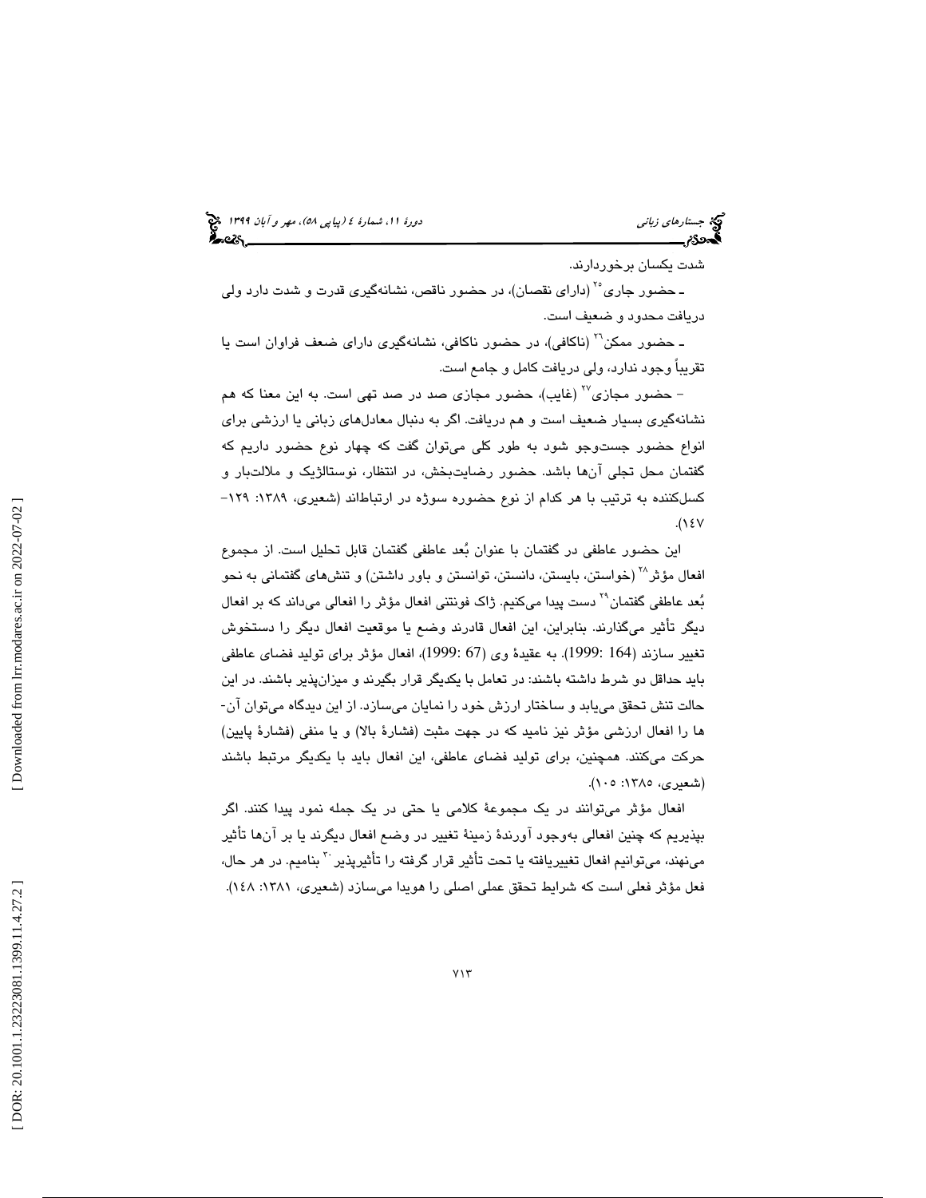شدت یکسان برخوردارند.

ـ حضور جاری[25] (دارای نقصان)، در حضور ناقص، نشانه‌گیری قدرت و شدت دارد ولی دریافت محدود و ضعیف است.

ـ حضور ممکن[26] (ناکافی)، در حضور ناکافی، نشانه‌گیری دارای ضعف فراوان است یا تقریباً وجود ندارد، ولی دریافت کامل و جامع است.

– حضور مجازی[27] (غایب)، حضور مجازی صد در صد تهی است. به این معنا که هم نشانه‌گیری بسیار ضعیف است و هم دریافت. اگر به دنبال معادل‌های زبانی یا ارزشی برای انواع حضور جست‌وجو شود به طور کلی می‌توان گفت که چهار نوع حضور داریم که گفتمان محل تجلی آن‌ها باشد. حضور رضایت‌بخش، در انتظار، نوستالژیک و ملالت‌بار و کسل‌کننده به ترتیب با هر کدام از نوع حضوره سوژه در ارتباط‌اند (شعیری، ۱۳۸۹: ۱۲۹- ۱۴۷).

این حضور عاطفی در گفتمان با عنوان بُعد عاطفی گفتمان قابل تحلیل است. از مجموع افعال مؤثر[28] (خواستن، بایستن، دانستن، توانستن و باور داشتن) و تنش‌های گفتمانی به نحو بُعد عاطفی گفتمان[29] دست پیدا می‌کنیم. ژاک فونتنی افعال مؤثر را افعالی می‌داند که بر افعال دیگر تأثیر می‌گذارند. بنابراین، این افعال قادرند وضع یا موقعیت افعال دیگر را دستخوش تغییر سازند (164 :1999). به عقیدهٔ وی (67 :1999)، افعال مؤثر برای تولید فضای عاطفی باید حداقل دو شرط داشته باشند: در تعامل با یکدیگر قرار بگیرند و میزان‌پذیر باشند. در این حالت تنش تحقق می‌یابد و ساختار ارزش خود را نمایان می‌سازد. از این دیدگاه می‌توان آن‌ها را افعال ارزشی مؤثر نیز نامید که در جهت مثبت (فشارهٔ بالا) و یا منفی (فشارهٔ پایین) حرکت می‌کنند. همچنین، برای تولید فضای عاطفی، این افعال باید با یکدیگر مرتبط باشند (شعیری، ۱۳۸۵: ۱۰۵).

افعال مؤثر می‌توانند در یک مجموعهٔ کلامی یا حتی در یک جمله نمود پیدا کنند. اگر بپذیریم که چنین افعالی به‌وجود آورندهٔ زمینهٔ تغییر در وضع افعال دیگرند یا بر آن‌ها تأثیر می‌نهند، می‌توانیم افعال تغییریافته یا تحت تأثیر قرار گرفته را تأثیرپذیر[30] بنامیم. در هر حال، فعل مؤثر فعلی است که شرایط تحقق عملی اصلی را هویدا می‌سازد (شعیری، ۱۳۸۱: ۱۴۸).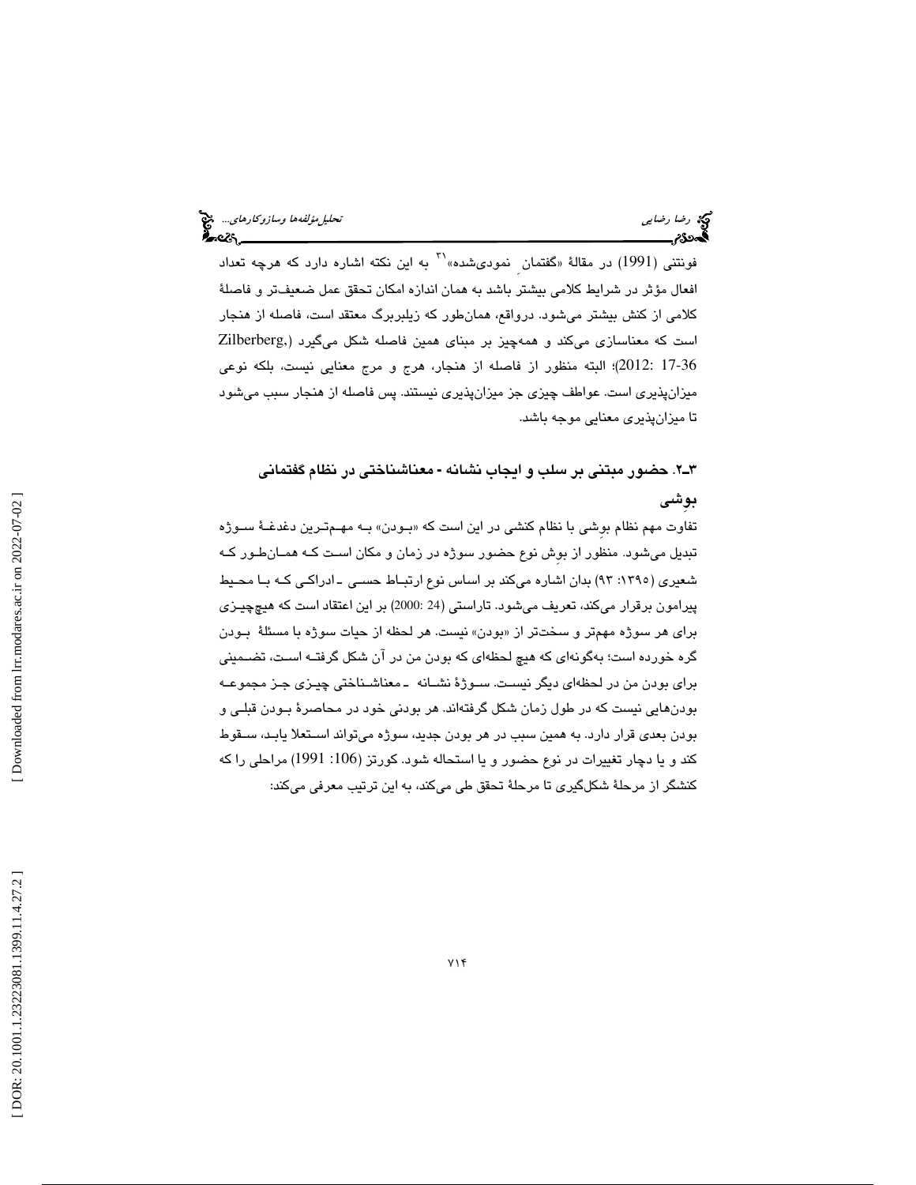فونتنی (1991) در مقالۀ «گفتمانِ نمودی‌شده»[31] به این نکته اشاره دارد که هرچه تعداد افعال مؤثر در شرایط کلامی بیشتر باشد به همان اندازه امکان تحقق عمل ضعیف‌تر و فاصلۀ کلامی از کنش بیشتر می‌شود. درواقع، همان‌طور که زیلبربرگ معتقد است، فاصله از هنجار است که معناسازی می‌کند و همه‌چیز بر مبنای همین فاصله شکل می‌گیرد (Zilberberg, 2012: 17-36)؛ البته منظور از فاصله از هنجار، هرج و مرج معنایی نیست، بلکه نوعی میزان‌پذیری است. عواطف چیزی جز میزان‌پذیری نیستند. پس فاصله از هنجار سبب می‌شود تا میزان‌پذیری معنایی موجه باشد.

### ۳ـ۲. حضور مبتنی بر سلب و ایجاب نشانه - معناشناختی در نظام گفتمانی بوشی

تفاوت مهم نظام بوِشی با نظام کنشی در این است که «بودن» به مهم‌ترین دغدغۀ سوژه تبدیل می‌شود. منظور از بوِش نوع حضور سوژه در زمان و مکان است که همان‌طور که شعیری (۱۳۹۵: ۹۳) بدان اشاره می‌کند بر اساس نوع ارتباط حسی ـ ادراکی که با محیط پیرامون برقرار می‌کند، تعریف می‌شود. تاراستی (2000: 24) بر این اعتقاد است که هیچ‌چیزی برای هر سوژه مهم‌تر و سخت‌تر از «بودن» نیست. هر لحظه از حیات سوژه با مسئلۀ بودن گره خورده است؛ به‌گونه‌ای که هیچ لحظه‌ای که بودن من در آن شکل گرفته است، تضمینی برای بودن من در لحظه‌ای دیگر نیست. سوژۀ نشانه ـ معناشناختی چیزی جز مجموعه بودن‌هایی نیست که در طول زمان شکل گرفته‌اند. هر بودنی خود در محاصرۀ بودن قبلی و بودن بعدی قرار دارد. به همین سبب در هر بودن جدید، سوژه می‌تواند استعلا یابد، سقوط کند و یا دچار تغییرات در نوع حضور و یا استحاله شود. کورتز (1991 :106) مراحلی را که کنشگر از مرحلۀ شکل‌گیری تا مرحلۀ تحقق طی می‌کند، به این ترتیب معرفی می‌کند: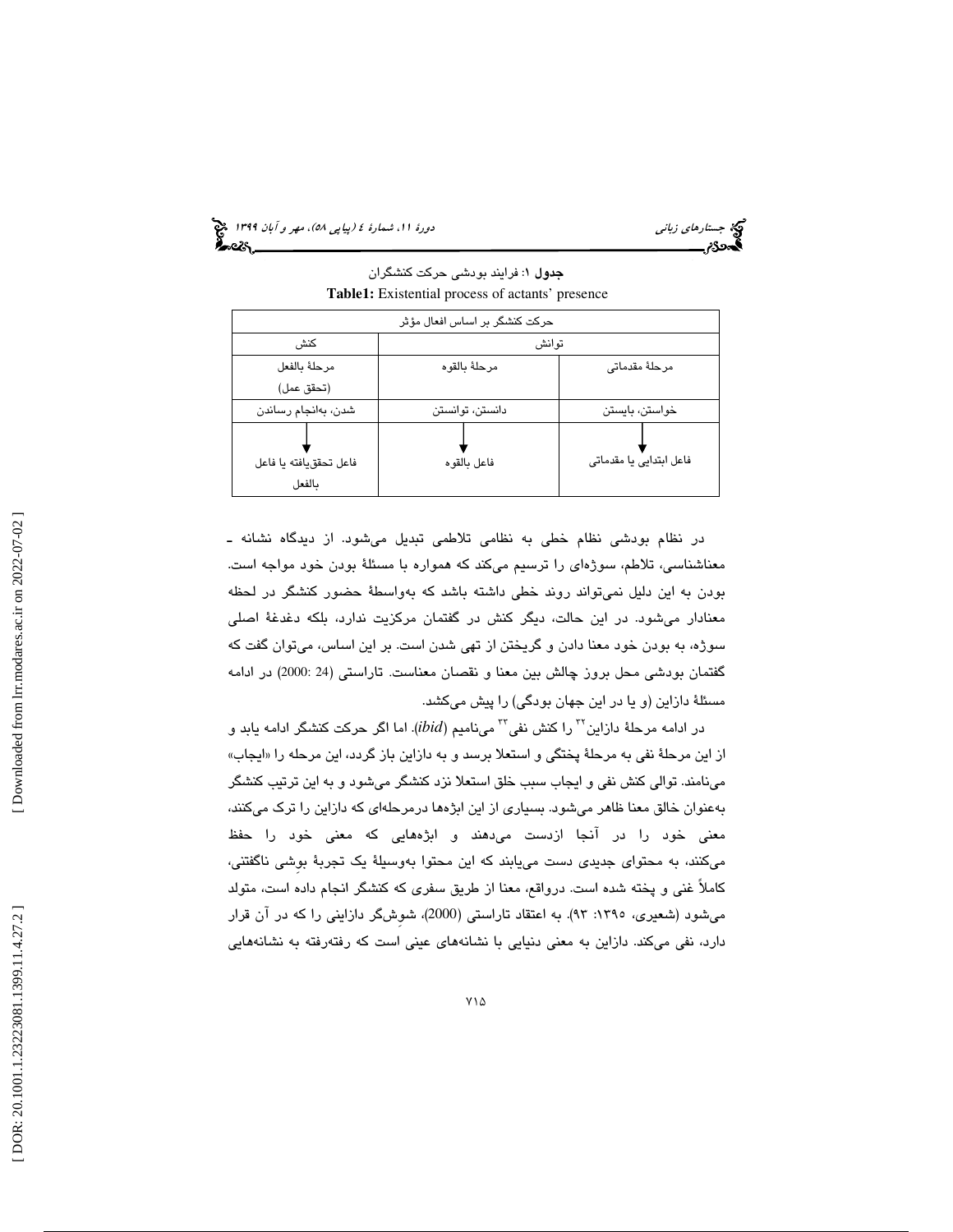**جدول ۱:** فرایند بودشی حرکت کنشگران

**Table1:** Existential process of actants' presence

| حرکت کنشگر بر اساس افعال مؤثر | | |
|---|---|---|
| توانش | | کنش |
| مرحلهٔ مقدماتی | مرحلهٔ بالقوه | مرحلهٔ بالفعل (تحقق عمل) |
| خواستن، بایستن | دانستن، توانستن | شدن، به‌انجام رساندن |
| ↓ فاعل ابتدایی یا مقدماتی | ↓ فاعل بالقوه | ↓ فاعل تحقق‌یافته یا فاعل بالفعل |

در نظام بودشی نظام خطی به نظامی تلاطمی تبدیل می‌شود. از دیدگاه نشانه ـ معناشناسی، تلاطم، سوژه‌ای را ترسیم می‌کند که همواره با مسئلهٔ بودن خود مواجه است. بودن به این دلیل نمی‌تواند روند خطی داشته باشد که به‌واسطهٔ حضور کنشگر در لحظه معنادار می‌شود. در این حالت، دیگر کنش در گفتمان مرکزیت ندارد، بلکه دغدغهٔ اصلی سوژه، به بودن خود معنا دادن و گریختن از تهی شدن است. بر این اساس، می‌توان گفت که گفتمان بودشی محل بروز چالش بین معنا و نقصان معناست. تاراستی (24 :2000) در ادامه مسئلهٔ دازاین (و یا در این جهان بودگی) را پیش می‌کشد.

در ادامه مرحلهٔ دازاین[۳۲] را کنش نفی[۳۳] می‌نامیم (*ibid*). اما اگر حرکت کنشگر ادامه یابد و از این مرحلهٔ نفی به مرحلهٔ پختگی و استعلا برسد و به دازاین باز گردد، این مرحله را «ایجاب» می‌نامند. توالی کنش نفی و ایجاب سبب خلق استعلا نزد کنشگر می‌شود و به این ترتیب کنشگر به‌عنوان خالق معنا ظاهر می‌شود. بسیاری از این ابژه‌ها درمرحله‌ای که دازاین را ترک می‌کنند، معنی خود را در آنجا ازدست می‌دهند و ابژه‌هایی که معنی خود را حفظ می‌کنند، به محتوای جدیدی دست می‌یابند که این محتوا به‌وسیلهٔ یک تجربهٔ بوِشی ناگفتنی، کاملاً غنی و پخته شده است. درواقع، معنا از طریق سفری که کنشگر انجام داده است، متولد می‌شود (شعیری، ۱۳۹۵: ۹۳). به اعتقاد تاراستی (2000)، شوِش‌گر دازاینی را که در آن قرار دارد، نفی می‌کند. دازاین به معنی دنیایی با نشانه‌های عینی است که رفته‌رفته به نشانه‌هایی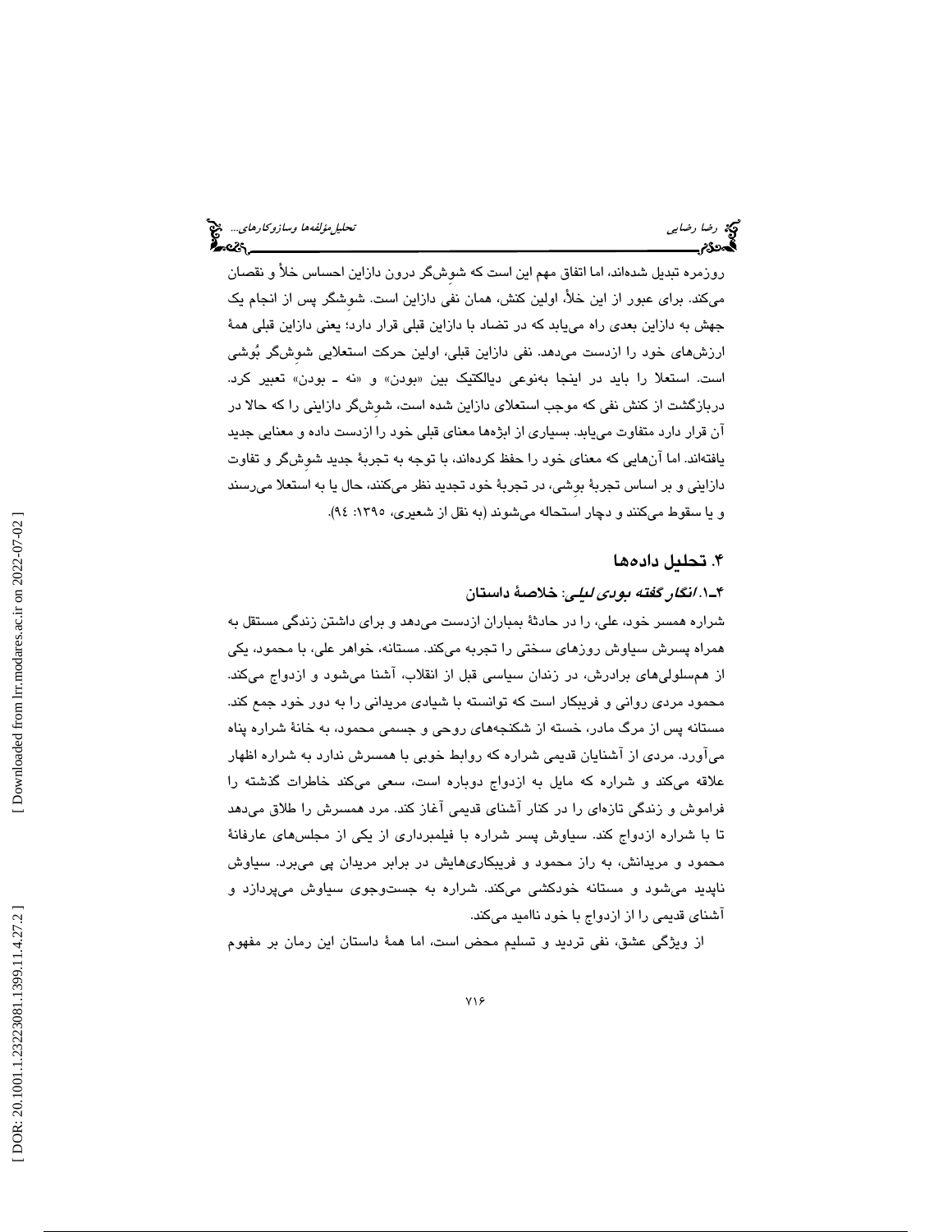روزمره تبدیل شده‌اند، اما اتفاق مهم این است که شوشگر درون دازاین احساس خلأ و نقصان می‌کند. برای عبور از این خلأ، اولین کنش، همان نفی دازاین است. شوشگر پس از انجام یک جهش به دازاین بعدی راه می‌یابد که در تضاد با دازاین قبلی قرار دارد؛ یعنی دازاین قبلی همهٔ ارزش‌های خود را ازدست می‌دهد. نفی دازاین قبلی، اولین حرکت استعلایی شوشگر بُوشی است. استعلا را باید در اینجا به‌نوعی دیالکتیک بین «بودن» و «نه ـ بودن» تعبیر کرد. دربازگشت از کنش نفی که موجب استعلای دازاین شده است، شوشگر دازاینی را که حالا در آن قرار دارد متفاوت می‌یابد. بسیاری از ابژه‌ها معنای قبلی خود را ازدست داده و معنایی جدید یافته‌اند. اما آن‌هایی که معنای خود را حفظ کرده‌اند، با توجه به تجربهٔ جدید شوشگر و تفاوت دازاینی و بر اساس تجربهٔ بوشی، در تجربهٔ خود تجدید نظر می‌کنند، حال یا به استعلا می‌رسند و یا سقوط می‌کنند و دچار استحاله می‌شوند (به نقل از شعیری، ۱۳۹۵: ۹٤).

## ۴. تحلیل داده‌ها

### ۴ـ۱. *انگار گفته بودی لیلی*: خلاصهٔ داستان

شراره همسر خود، علی، را در حادثهٔ بمباران ازدست می‌دهد و برای داشتن زندگی مستقل به همراه پسرش سیاوش روزهای سختی را تجربه می‌کند. مستانه، خواهر علی، با محمود، یکی از هم‌سلولی‌های برادرش، در زندان سیاسی قبل از انقلاب، آشنا می‌شود و ازدواج می‌کند. محمود مردی روانی و فریبکار است که توانسته با شیادی مریدانی را به دور خود جمع کند. مستانه پس از مرگ مادر، خسته از شکنجه‌های روحی و جسمی محمود، به خانهٔ شراره پناه می‌آورد. مردی از آشنایان قدیمی شراره که روابط خوبی با همسرش ندارد به شراره اظهار علاقه می‌کند و شراره که مایل به ازدواج دوباره است، سعی می‌کند خاطرات گذشته را فراموش و زندگی تازه‌ای را در کنار آشنای قدیمی آغاز کند. مرد همسرش را طلاق می‌دهد تا با شراره ازدواج کند. سیاوش پسر شراره با فیلمبرداری از یکی از مجلس‌های عارفانهٔ محمود و مریدانش، به راز محمود و فریبکاری‌هایش در برابر مریدان پی می‌برد. سیاوش ناپدید می‌شود و مستانه خودکشی می‌کند. شراره به جست‌وجوی سیاوش می‌پردازد و آشنای قدیمی را از ازدواج با خود ناامید می‌کند.

از ویژگی عشق، نفی تردید و تسلیم محض است، اما همهٔ داستان این رمان بر مفهوم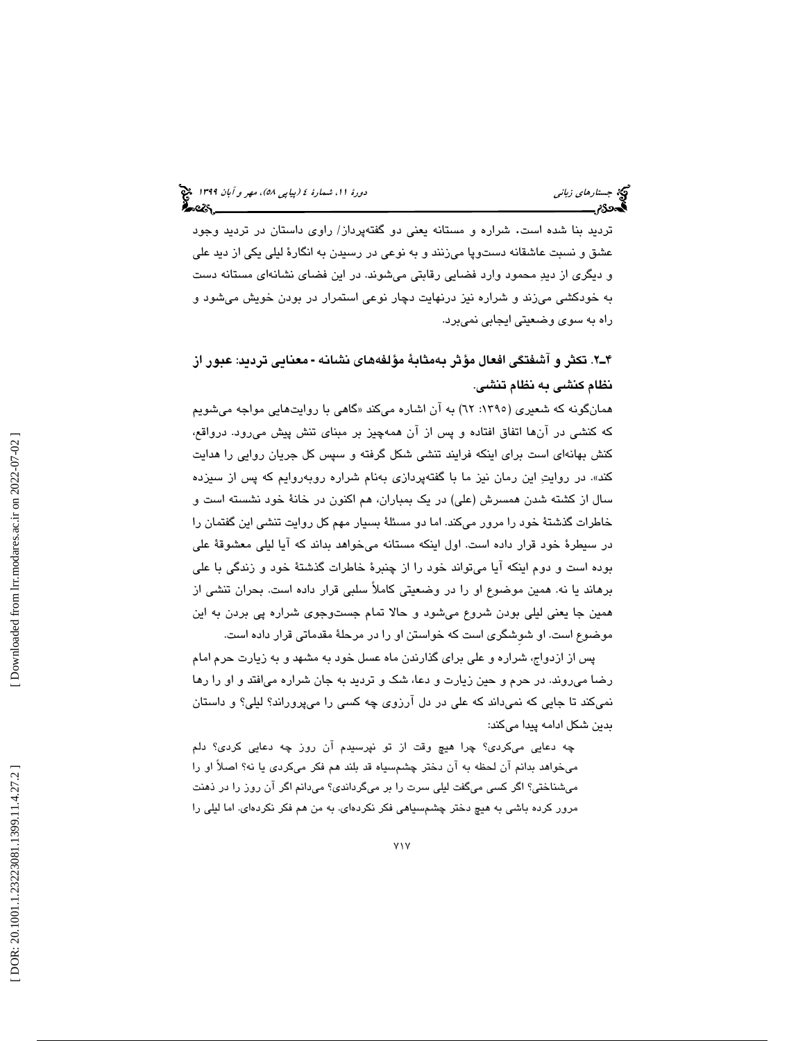تردید بنا شده است. شراره و مستانه یعنی دو گفته‌پرداز/ راوی داستان در تردید وجود عشق و نسبت عاشقانه دست‌وپا می‌زنند و به نوعی در رسیدن به انگارهٔ لیلی یکی از دید علی و دیگری از دیدِ محمود وارد فضایی رقابتی می‌شوند. در این فضای نشانه‌ای مستانه دست به خودکشی می‌زند و شراره نیز درنهایت دچار نوعی استمرار در بودن خویش می‌شود و راه به سوی وضعیتی ایجابی نمی‌برد.

### ۴ـ۲. تکثر و آشفتگی افعال مؤثر به‌مثابهٔ مؤلفه‌های نشانه - معنایی تردید: عبور از نظام کنشی به نظام تنشی

همان‌گونه که شعیری (۱۳۹۵: ٦٢) به آن اشاره می‌کند «گاهی با روایت‌هایی مواجه می‌شویم که کنشی در آن‌ها اتفاق افتاده و پس از آن همه‌چیز بر مبنای تنش پیش می‌رود. درواقع، کنش بهانه‌ای است برای اینکه فرایند تنشی شکل گرفته و سپس کل جریان روایی را هدایت کند». در روایتِ این رمان نیز ما با گفته‌پردازی به‌نام شراره روبه‌روایم که پس از سیزده سال از کشته شدن همسرش (علی) در یک بمباران، هم اکنون در خانهٔ خود نشسته است و خاطرات گذشتهٔ خود را مرور می‌کند. اما دو مسئلهٔ بسیار مهم کل روایت تنشی این گفتمان را در سیطرهٔ خود قرار داده است. اول اینکه مستانه می‌خواهد بداند که آیا لیلی معشوقهٔ علی بوده است و دوم اینکه آیا می‌تواند خود را از چنبرهٔ خاطرات گذشتهٔ خود و زندگی با علی برهاند یا نه. همین موضوع او را در وضعیتی کاملاً سلبی قرار داده است. بحران تنشی از همین جا یعنی لیلی بودن شروع می‌شود و حالا تمام جست‌وجوی شراره پی بردن به این موضوع است. او شوِشگری است که خواستن او را در مرحلهٔ مقدماتی قرار داده است.

پس از ازدواج، شراره و علی برای گذاردن ماه عسل خود به مشهد و به زیارت حرم امام رضا می‌روند. در حرم و حین زیارت و دعا، شک و تردید به جان شراره می‌افتد و او را رها نمی‌کند تا جایی که نمی‌داند که علی در دل آرزوی چه کسی را می‌پروراند؟ لیلی؟ و داستان بدین شکل ادامه پیدا می‌کند:

> چه دعایی می‌کردی؟ چرا هیچ وقت از تو نپرسیدم آن روز چه دعایی کردی؟ دلم می‌خواهد بدانم آن لحظه به آن دختر چشم‌سیاه قد بلند هم فکر می‌کردی یا نه؟ اصلاً او را می‌شناختی؟ اگر کسی می‌گفت لیلی سرت را بر می‌گرداندی؟ می‌دانم اگر آن روز را در ذهنت مرور کرده باشی به هیچ دختر چشم‌سیاهی فکر نکرده‌ای. به من هم فکر نکرده‌ای. اما لیلی را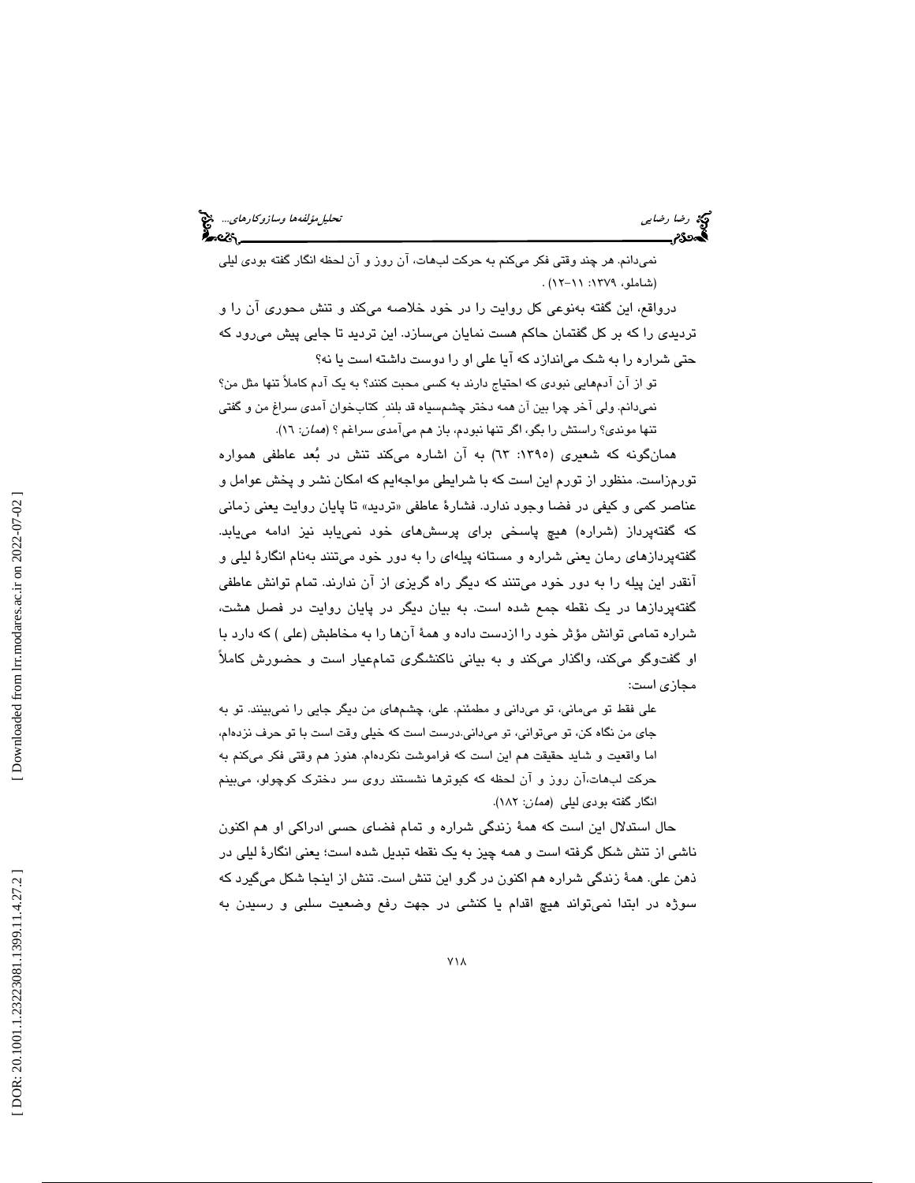نمی‌دانم. هر چند وقتی فکر می‌کنم به حرکت لب‌هات، آن روز و آن لحظه انگار گفته بودی لیلی (شاملو، ۱۳۷۹: ۱۱-۱۲) .

درواقع، این گفته به‌نوعی کل روایت را در خود خلاصه می‌کند و تنش محوری آن را و تردیدی را که بر کل گفتمان حاکم هست نمایان می‌سازد. این تردید تا جایی پیش می‌رود که حتی شراره را به شک می‌اندازد که آیا علی او را دوست داشته است یا نه؟

> تو از آن آدم‌هایی نبودی که احتیاج دارند به کسی محبت کنند؟ به یک آدم کاملاً تنها مثل من؟ نمی‌دانم. ولی آخر چرا بین آن همه دختر چشم‌سیاه قد بلندِ کتاب‌خوان آمدی سراغ من و گفتی تنها موندی؟ راستش را بگو، اگر تنها نبودم، باز هم می‌آمدی سراغم ؟ (*همان*: ١٦).

همان‌گونه که شعیری (١٣٩٥: ٦٣) به آن اشاره می‌کند تنش در بُعد عاطفی همواره تورم‌زاست. منظور از تورم این است که با شرایطی مواجه‌ایم که امکان نشر و پخش عوامل و عناصر کمی و کیفی در فضا وجود ندارد. فشارهٔ عاطفی «تردید» تا پایان روایت یعنی زمانی که گفته‌پرداز (شراره) هیچ پاسخی برای پرسش‌های خود نمی‌یابد نیز ادامه می‌یابد. گفته‌پردازهای رمان یعنی شراره و مستانه پیله‌ای را به دور خود می‌تنند به‌نام انگارهٔ لیلی و آنقدر این پیله را به دور خود می‌تنند که دیگر راه گریزی از آن ندارند. تمام توانش عاطفی گفته‌پردازها در یک نقطه جمع شده است. به بیان دیگر در پایان روایت در فصل هشت، شراره تمامی توانش مؤثر خود را ازدست داده و همهٔ آن‌ها را به مخاطبش (علی ) که دارد با او گفت‌وگو می‌کند، واگذار می‌کند و به بیانی ناکنشگری تمام‌عیار است و حضورش کاملاً مجازی است:

> علی فقط تو می‌مانی، تو می‌دانی و مطمئنم. علی، چشم‌های من دیگر جایی را نمی‌بینند. تو به جای من نگاه کن، تو می‌توانی، تو می‌دانی.درست است که خیلی وقت است با تو حرف نزده‌ام، اما واقعیت و شاید حقیقت هم این است که فراموشت نکرده‌ام. هنوز هم وقتی فکر می‌کنم به حرکت لب‌هات،آن روز و آن لحظه که کبوترها نشستند روی سر دخترک کوچولو، می‌بینم انگار گفته بودی لیلی (*همان*: ١٨٢).

حال استدلال این است که همهٔ زندگی شراره و تمام فضای حسی ادراکی او هم اکنون ناشی از تنش شکل گرفته است و همه چیز به یک نقطه تبدیل شده است؛ یعنی انگارهٔ لیلی در ذهن علی. همهٔ زندگی شراره هم اکنون در گرو این تنش است. تنش از اینجا شکل می‌گیرد که سوژه در ابتدا نمی‌تواند هیچ اقدام یا کنشی در جهت رفع وضعیت سلبی و رسیدن به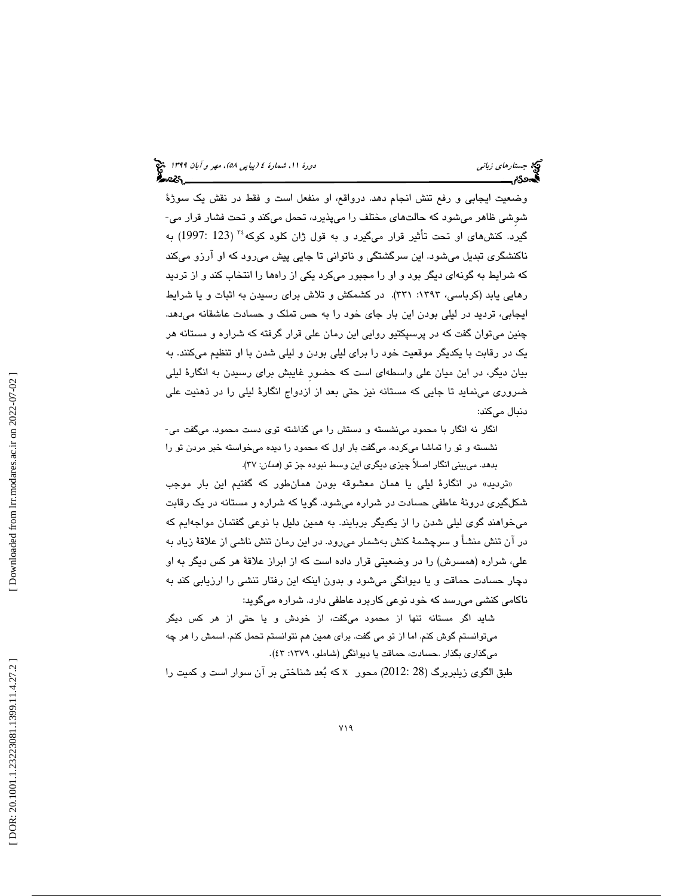وضعیت ایجابی و رفع تنش انجام دهد. درواقع، او منفعل است و فقط در نقش یک سوژهٔ شوِشی ظاهر می‌شود که حالت‌های مختلف را می‌پذیرد، تحمل می‌کند و تحت فشار قرار می‌گیرد. کنش‌های او تحت تأثیر قرار می‌گیرد و به قول ژان کلود کوکه[۲۴] (123 :1997) به ناکنشگری تبدیل می‌شود. این سرگشتگی و ناتوانی تا جایی پیش می‌رود که او آرزو می‌کند که شرایط به گونه‌ای دیگر بود و او را مجبور می‌کرد یکی از راه‌ها را انتخاب کند و از تردید رهایی یابد (کرباسی، ۱۳۹۳: ۳۳۱). در کشمکش و تلاش برای رسیدن به اثبات و یا شرایط ایجابی، تردید در لیلی بودن این بار جای خود را به حس تملک و حسادت عاشقانه می‌دهد. چنین می‌توان گفت که در پرسپکتیو روایی این رمان علی قرار گرفته که شراره و مستانه هر یک در رقابت با یکدیگر موقعیت خود را برای لیلی بودن و لیلی شدن با او تنظیم می‌کنند. به بیان دیگر، در این میان علی واسطه‌ای است که حضورِ غایبش برای رسیدن به انگارهٔ لیلی ضروری می‌نماید تا جایی که مستانه نیز حتی بعد از ازدواج انگارهٔ لیلی را در ذهنیت علی دنبال می‌کند:

> انگار نه انگار با محمود می‌نشسته و دستش را می گذاشته توی دست محمود. می‌گفت می‌نشسته و تو را تماشا می‌کرده. می‌گفت بار اول که محمود را دیده می‌خواسته خبر مردن تو را بدهد. می‌بینی انگار اصلاً چیزی دیگری این وسط نبوده جز تو (*همان*: ۳۷).

«تردید» در انگارهٔ لیلی یا همان معشوقه بودن همان‌طور که گفتیم این بار موجب شکل‌گیری درونهٔ عاطفی حسادت در شراره می‌شود. گویا که شراره و مستانه در یک رقابت می‌خواهند گوی لیلی شدن را از یکدیگر بربایند. به همین دلیل با نوعی گفتمان مواجه‌ایم که در آن تنش منشأ و سرچشمهٔ کنش به‌شمار می‌رود. در این رمان تنش ناشی از علاقهٔ زیاد به علی، شراره (همسرش) را در وضعیتی قرار داده است که از ابراز علاقهٔ هر کس دیگر به او دچار حسادت حماقت و یا دیوانگی می‌شود و بدون اینکه این رفتار تنشی را ارزیابی کند به ناکامی کنشی می‌رسد که خود نوعی کاربرد عاطفی دارد. شراره می‌گوید:

> شاید اگر مستانه تنها از محمود می‌گفت، از خودش و یا حتی از هر کس دیگر می‌توانستم گوش کنم. اما از تو می گفت. برای همین هم نتوانستم تحمل کنم. اسمش را هر چه می‌گذاری بگذار .حسادت، حماقت یا دیوانگی (شاملو، ۱۳۷۹: ۴۳).

طبق الگوی زیلبربرگ (28 :2012) محور x که بُعد شناختی بر آن سوار است و کمیت را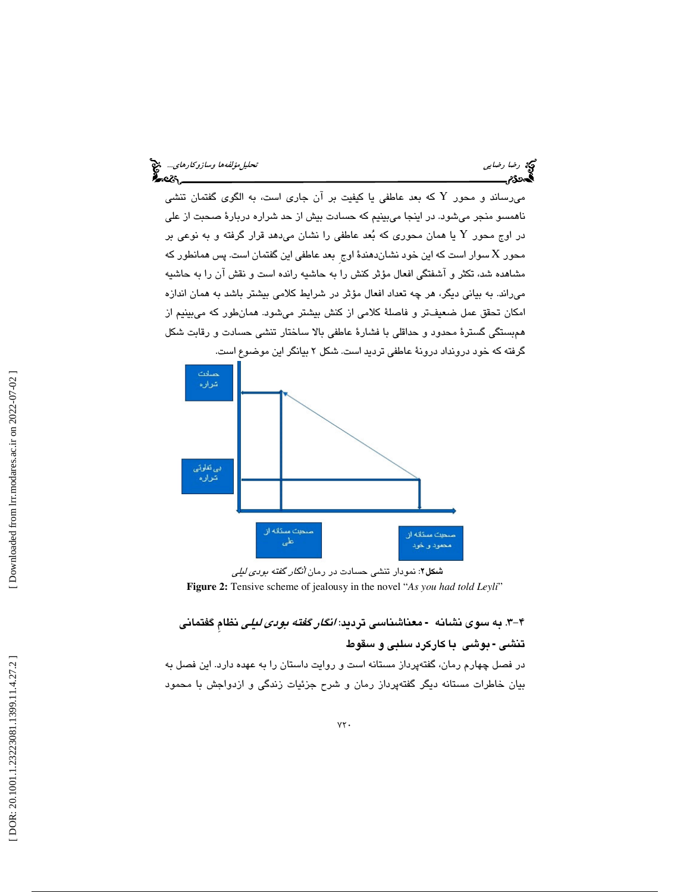می‌رساند و محور Y که بعد عاطفی یا کیفیت بر آن جاری است، به الگوی گفتمان تنشی ناهمسو منجر می‌شود. در اینجا می‌بینیم که حسادت بیش از حد شراره دربارهٔ صحبت از علی در اوج محور Y یا همان محوری که بُعد عاطفی را نشان می‌دهد قرار گرفته و به نوعی بر محور X سوار است که این خود نشان‌دهندهٔ اوجِ بعد عاطفی این گفتمان است. پس همانطور که مشاهده شد، تکثر و آشفتگی افعال مؤثر کنش را به حاشیه رانده است و نقش آن را به حاشیه می‌راند. به بیانی دیگر، هر چه تعداد افعال مؤثر در شرایط کلامی بیشتر باشد به همان اندازه امکان تحقق عمل ضعیف‌تر و فاصلهٔ کلامی از کنش بیشتر می‌شود. همان‌طور که می‌بینیم از هم‌بستگی گسترهٔ محدود و حداقلی با فشارهٔ عاطفی بالا ساختار تنشی حسادت و رقابت شکل گرفته که خود درونداد درونهٔ عاطفی تردید است. شکل ۲ بیانگر این موضوع است.

**شکل۲**: نمودار تنشی حسادت در رمان *انگار گفته بودی لیلی*

**Figure 2:** Tensive scheme of jealousy in the novel "*As you had told Leyli*"

### ۴-۳. به سوی نشانه - معناشناسی تردید: *انگار گفته بودی لیلی* نظامِ گفتمانی تنشی - بوشی با کارکرد سلبی و سقوط

در فصل چهارم رمان، گفته‌پرداز مستانه است و روایت داستان را به عهده دارد. این فصل به بیان خاطرات مستانه دیگر گفته‌پرداز رمان و شرح جزئیات زندگی و ازدواجش با محمود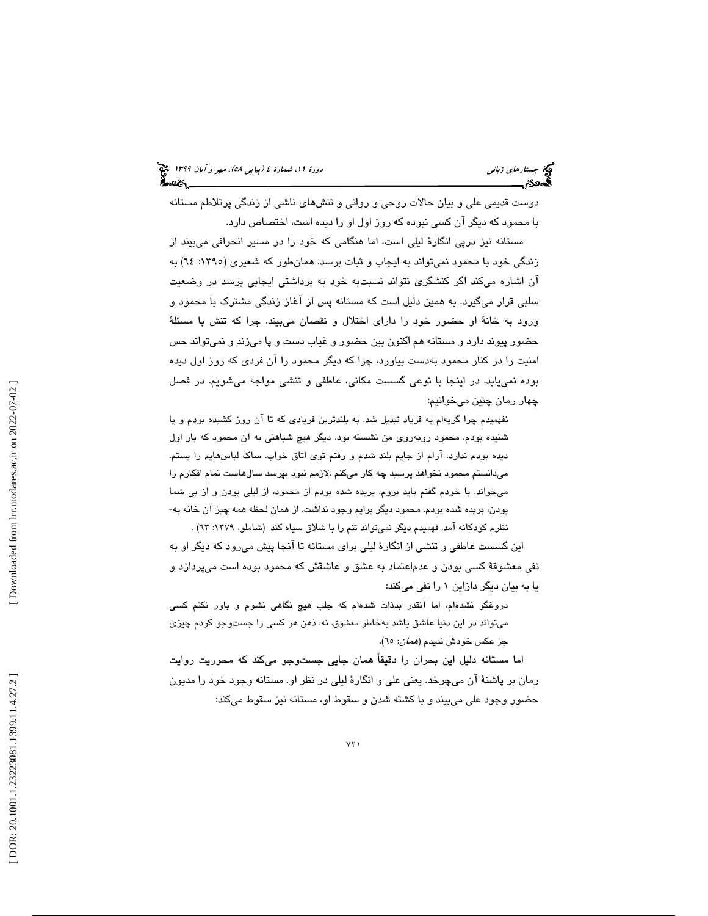دوست قدیمی علی و بیان حالات روحی و روانی و تنش‌های ناشی از زندگی پرتلاطم مستانه با محمود که دیگر آن کسی نبوده که روز اول او را دیده است، اختصاص دارد.

مستانه نیز درپی انگارهٔ لیلی است، اما هنگامی که خود را در مسیر انحرافی می‌بیند از زندگی خود با محمود نمی‌تواند به ایجاب و ثبات برسد. همان‌طور که شعیری (۱۳۹۵: ٦٤) به آن اشاره می‌کند اگر کنشگری نتواند نسبت‌به خود به برداشتی ایجابی برسد در وضعیت سلبی قرار می‌گیرد. به همین دلیل است که مستانه پس از آغاز زندگی مشترک با محمود و ورود به خانهٔ او حضور خود را دارای اختلال و نقصان می‌بیند. چرا که تنش با مسئلهٔ حضور پیوند دارد و مستانه هم اکنون بین حضور و غیاب دست و پا می‌زند و نمی‌تواند حس امنیت را در کنار محمود به‌دست بیاورد، چرا که دیگر محمود را آن فردی که روز اول دیده بوده نمی‌یابد. در اینجا با نوعی گسست مکانی، عاطفی و تنشی مواجه می‌شویم. در فصل چهار رمان چنین می‌خوانیم:

> نفهمیدم چرا گریه‌ام به فریاد تبدیل شد. به بلندترین فریادی که تا آن روز کشیده بودم و یا شنیده بودم. محمود روبه‌روی من نشسته بود. دیگر هیچ شباهتی به آن محمود که بار اول دیده بودم ندارد. آرام از جایم بلند شدم و رفتم توی اتاق خواب. ساک لباس‌هایم را بستم. می‌دانستم محمود نخواهد پرسید چه کار می‌کنم .لازمم نبود بپرسد سال‌هاست تمام افکارم را می‌خواند. با خودم گفتم باید بروم. بریده شده بودم از محمود، از لیلی بودن و از بی شما بودن، بریده شده بودم. محمود دیگر برایم وجود نداشت. از همان لحظه همه چیز آن خانه به‌نظرم کودکانه آمد. فهمیدم دیگر نمی‌تواند تنم را با شلاق سیاه کند (شاملو، ۱۳۷۹: ٦۳) .

این گسست عاطفی و تنشی از انگارهٔ لیلی برای مستانه تا آنجا پیش می‌رود که دیگر او به نفی معشوقهٔ کسی بودن و عدم‌اعتماد به عشق و عاشقش که محمود بوده است می‌پردازد و یا به بیان دیگر دازاین ۱ را نفی می‌کند:

> دروغگو نشده‌ام، اما آنقدر بدذات شده‌ام که جلب هیچ نگاهی نشوم و باور نکنم کسی می‌تواند در این دنیا عاشق باشد به‌خاطر معشوق. نه. ذهن هر کسی را جست‌وجو کردم چیزی جز عکس خودش ندیدم (*همان*: ٦٥).

اما مستانه دلیل این بحران را دقیقاً همان جایی جست‌وجو می‌کند که محوریت روایت رمان بر پاشنهٔ آن می‌چرخد. یعنی علی و انگارهٔ لیلی در نظر او. مستانه وجود خود را مدیون حضور وجود علی می‌بیند و با کشته شدن و سقوط او، مستانه نیز سقوط می‌کند: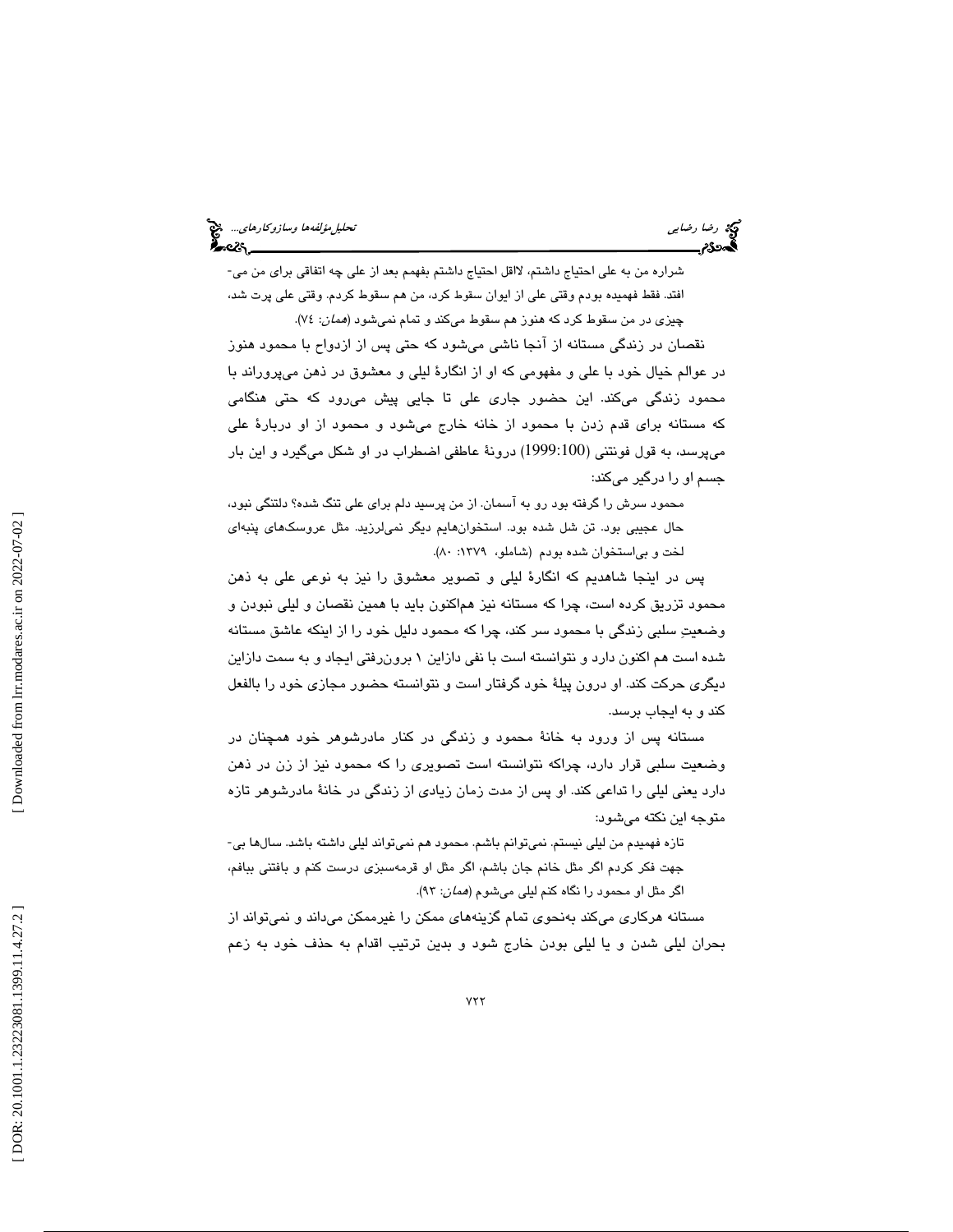شراره من به علی احتیاج داشتم، لااقل احتیاج داشتم بفهمم بعد از علی چه اتفاقی برای من می‌افتد. فقط فهمیده بودم وقتی علی از ایوان سقوط کرد، من هم سقوط کردم. وقتی علی پرت شد، چیزی در من سقوط کرد که هنوز هم سقوط می‌کند و تمام نمی‌شود (*همان*: ٧٤).

نقصان در زندگی مستانه از آنجا ناشی می‌شود که حتی پس از ازدواج با محمود هنوز در عوالم خیال خود با علی و مفهومی که او از انگارهٔ لیلی و معشوق در ذهن می‌پروراند با محمود زندگی می‌کند. این حضور جاری علی تا جایی پیش می‌رود که حتی هنگامی که مستانه برای قدم زدن با محمود از خانه خارج می‌شود و محمود از او دربارهٔ علی می‌پرسد، به قول فونتنی (1999:100) درونهٔ عاطفی اضطراب در او شکل می‌گیرد و این بار جسم او را درگیر می‌کند:

محمود سرش را گرفته بود رو به آسمان. از من پرسید دلم برای علی تنگ شده؟ دلتنگی نبود، حال عجیبی بود. تن شل شده بود. استخوان‌هایم دیگر نمی‌لرزید. مثل عروسک‌های پنبه‌ای لخت و بی‌استخوان شده بودم (شاملو، ١٣٧٩: ٨٠).

پس در اینجا شاهدیم که انگارهٔ لیلی و تصویر معشوق را نیز به نوعی علی به ذهن محمود تزریق کرده است، چرا که مستانه نیز هم‌اکنون باید با همین نقصان و لیلی نبودن و وضعیتِ سلبی زندگی با محمود سر کند، چرا که محمود دلیل خود را از اینکه عاشق مستانه شده است هم اکنون دارد و نتوانسته است با نفی دازاین ١ برون‌رفتی ایجاد و به سمت دازاین دیگری حرکت کند. او درون پیلهٔ خود گرفتار است و نتوانسته حضور مجازی خود را بالفعل کند و به ایجاب برسد.

مستانه پس از ورود به خانهٔ محمود و زندگی در کنار مادرشوهر خود همچنان در وضعیت سلبی قرار دارد، چراکه نتوانسته است تصویری را که محمود نیز از زن در ذهن دارد یعنی لیلی را تداعی کند. او پس از مدت زمان زیادی از زندگی در خانهٔ مادرشوهر تازه متوجه این نکته می‌شود:

تازه فهمیدم من لیلی نیستم. نمی‌توانم باشم. محمود هم نمی‌تواند لیلی داشته باشد. سال‌ها بی‌جهت فکر کردم اگر مثل خانم جان باشم، اگر مثل او قرمه‌سبزی درست کنم و بافتنی ببافم، اگر مثل او محمود را نگاه کنم لیلی می‌شوم (*همان*: ٩٣).

مستانه هرکاری می‌کند به‌نحوی تمام گزینه‌های ممکن را غیرممکن می‌داند و نمی‌تواند از بحران لیلی شدن و یا لیلی بودن خارج شود و بدین ترتیب اقدام به حذف خود به زعم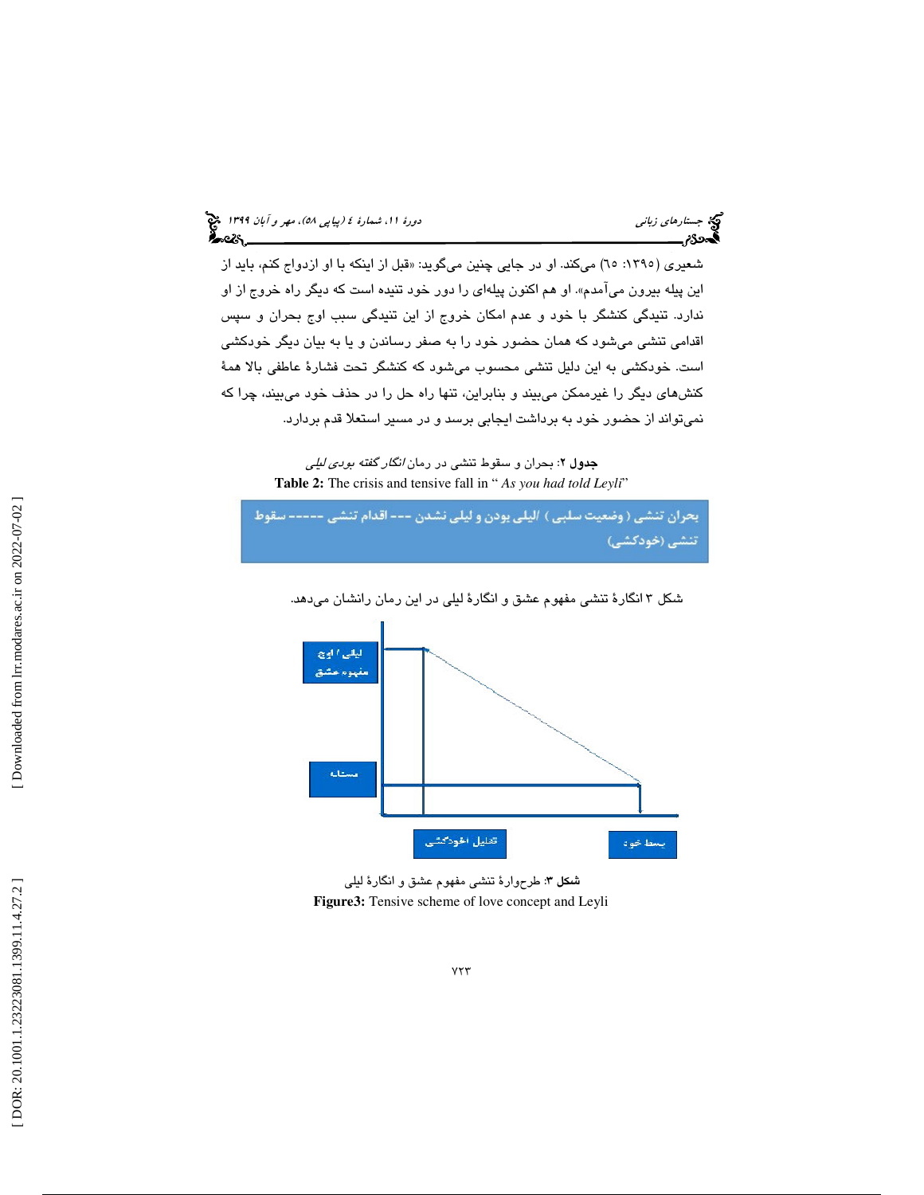شعیری (۱۳۹۵: ٦٥) می‌کند. او در جایی چنین می‌گوید: «قبل از اینکه با او ازدواج کنم، باید از این پیله بیرون می‌آمدم». او هم اکنون پیله‌ای را دور خود تنیده است که دیگر راه خروج از او ندارد. تنیدگی کنشگر با خود و عدم امکان خروج از این تنیدگی سبب اوج بحران و سپس اقدامی تنشی می‌شود که همان حضور خود را به صفر رساندن و یا به بیان دیگر خودکشی است. خودکشی به این دلیل تنشی محسوب می‌شود که کنشگر تحت فشارهٔ عاطفی بالا همهٔ کنش‌های دیگر را غیرممکن می‌بیند و بنابراین، تنها راه حل را در حذف خود می‌بیند، چرا که نمی‌تواند از حضور خود به برداشت ایجابی برسد و در مسیر استعلا قدم بردارد.

**جدول ۲**: بحران و سقوط تنشی در رمان *انگار گفته بودی لیلی*

**Table 2:** The crisis and tensive fall in "*As you had told Leyli*"

| بحران تنشی ( وضعیت سلبی ) /لیلی بودن و لیلی نشدن --- اقدام تنشی ----- سقوط تنشی (خودکشی) |
|---|

شکل ۳ انگارهٔ تنشی مفهوم عشق و انگارهٔ لیلی در این رمان رانشان می‌دهد.

لیلی / اوج مفهوم عشق

مسئله

تمایل / خودکشی

بسط خود

**شکل ۳**: طرح‌وارهٔ تنشی مفهوم عشق و انگارهٔ لیلی

**Figure3:** Tensive scheme of love concept and Leyli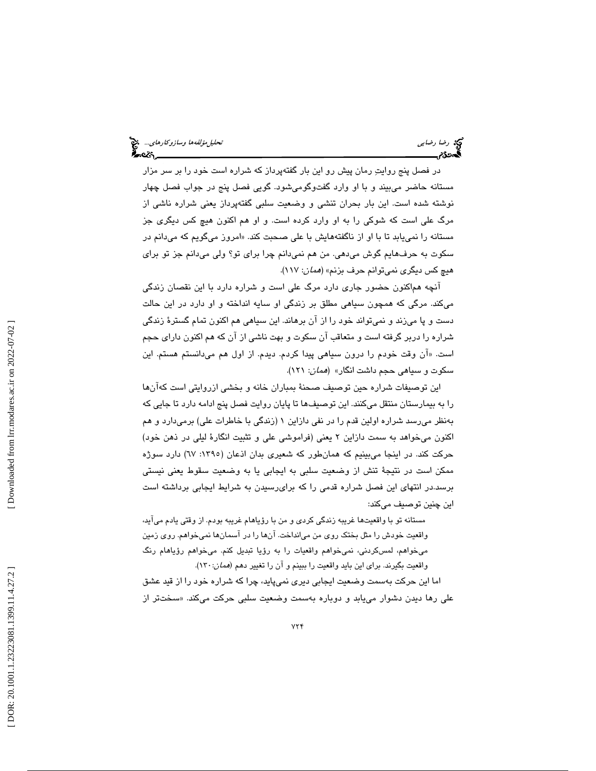در فصل پنج روایتِ رمان پیش رو این بار گفته‌پرداز که شراره است خود را بر سر مزار مستانه حاضر می‌بیند و با او وارد گفت‌وگومی‌شود. گویی فصل پنج در جواب فصل چهار نوشته شده است. این بار بحران تنشی و وضعیت سلبی گفته‌پرداز یعنی شراره ناشی از مرگ علی است که شوکی را به او وارد کرده است. و او هم اکنون هیچ کس دیگری جز مستانه را نمی‌یابد تا با او از ناگفته‌هایش با علی صحبت کند. «امروز می‌گویم که می‌دانم در سکوت به حرف‌هایم گوش می‌دهی. من هم نمی‌دانم چرا برای تو؟ ولی می‌دانم جز تو برای هیچ کس دیگری نمی‌توانم حرف بزنم» (*همان*: ۱۱۷).

آنچه هم‌اکنون حضور جاری دارد مرگ علی است و شراره دارد با این نقصان زندگی می‌کند. مرگی که همچون سیاهی مطلق بر زندگی او سایه انداخته و او دارد در این حالت دست و پا می‌زند و نمی‌تواند خود را از آن برهاند. این سیاهی هم اکنون تمام گسترهٔ زندگی شراره را دربر گرفته است و متعاقبِ آن سکوت و بهت ناشی از آن که هم اکنون دارای حجم است. «آن وقت خودم را درون سیاهی پیدا کردم. دیدم. از اول هم می‌دانستم هستم. این سکوت و سیاهی حجم داشت انگار» (*همان*: ۱۲۱).

این توصیفات شراره حین توصیف صحنهٔ بمباران خانه و بخشی ازروایتی است که‌آن‌ها را به بیمارستان منتقل می‌کنند. این توصیف‌ها تا پایان روایت فصل پنج ادامه دارد تا جایی که به‌نظر می‌رسد شراره اولین قدم را در نفی دازاین ۱ (زندگی با خاطرات علی) برمی‌دارد و هم اکنون می‌خواهد به سمت دازاین ۲ یعنی (فراموشی علی و تثبیت انگارهٔ لیلی در ذهن خود) حرکت کند. در اینجا می‌بینیم که همان‌طور که شعیری بدان اذعان (۱۳۹۵: ٦٧) دارد سوژه ممکن است در نتیجهٔ تنش از وضعیت سلبی به ایجابی یا به وضعیت سقوط یعنی نیستی برسد.در انتهای این فصل شراره قدمی را که برای‌رسیدن به شرایط ایجابی برداشته است این چنین توصیف می‌کند:

> مستانه تو با واقعیت‌ها غریبه زندگی کردی و من با رؤیاهام غریبه بودم. از وقتی یادم می‌آید، واقعیت خودش را مثل بختک روی من می‌انداخت. آن‌ها را در آسمان‌ها نمی‌خواهم. روی زمین می‌خواهم، لمس‌کردنی، نمی‌خواهم واقعیات را به رؤیا تبدیل کنم. می‌خواهم رؤیاهام رنگ واقعیت بگیرند. برای این باید واقعیت را ببینم و آن را تغییر دهم (*همان*:۱۳۰).

اما این حرکت به‌سمت وضعیت ایجابی دیری نمی‌پاید، چرا که شراره خود را از قید عشق علی رها دیدن دشوار می‌یابد و دوباره به‌سمت وضعیت سلبی حرکت می‌کند. «سخت‌تر از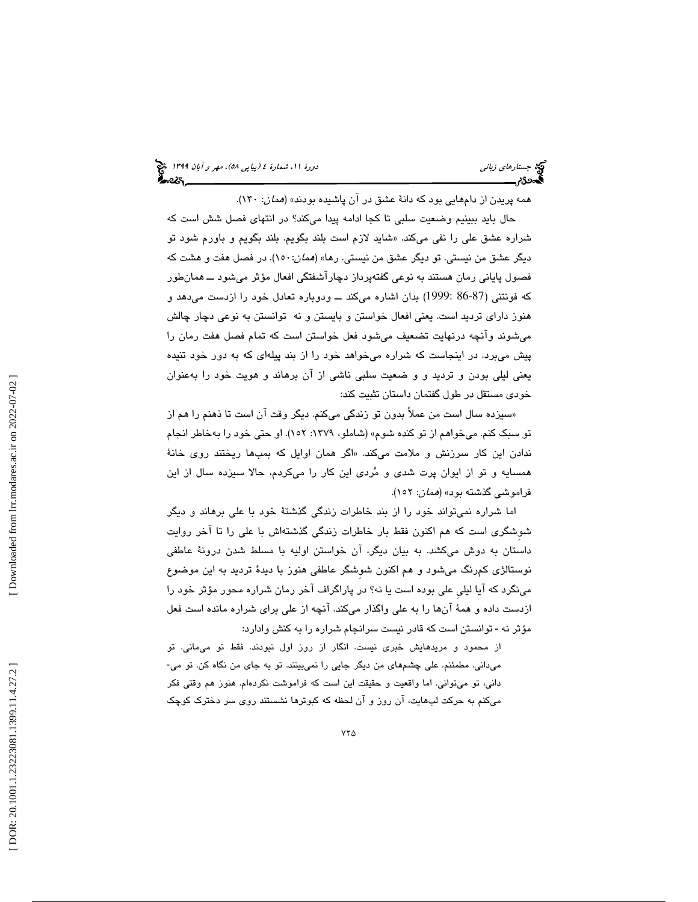همه پریدن از دام‌هایی بود که دانهٔ عشق در آن پاشیده بودند» (*همان*: ۱۳۰).

حال باید ببینیم وضعیت سلبی تا کجا ادامه پیدا می‌کند؟ در انتهای فصل شش است که شراره عشق علی را نفی می‌کند. «شاید لازم است بلند بگویم. بلند بگویم و باورم شود تو دیگر عشق من نیستی. تو دیگر عشق من نیستی. رها» (*همان*:۱۵۰). در فصل هفت و هشت که فصول پایانی رمان هستند به نوعی گفته‌پرداز دچارآشفتگی افعال مؤثر می‌شود ــ همان‌طور که فونتنی (1999: 86-87) بدان اشاره می‌کند ــ ودوباره تعادل خود را ازدست می‌دهد و هنوز دارای تردید است. یعنی افعال خواستن و بایستن و نه توانستن به نوعی دچار چالش می‌شوند وآنچه درنهایت تضعیف می‌شود فعل خواستن است که تمام فصل هفت رمان را پیش می‌برد. در اینجاست که شراره می‌خواهد خود را از بند پیله‌ای که به دور خود تنیده یعنی لیلی بودن و تردید و و ضعیت سلبی ناشی از آن برهاند و هویت خود را به‌عنوان خودی مستقل در طول گفتمان داستان تثبیت کند:

«سیزده سال است من عملاً بدون تو زندگی می‌کنم. دیگر وقت آن است تا ذهنم را هم از تو سبک کنم. می‌خواهم از تو کنده شوم» (شاملو، ۱۳۷۹: ۱۵۲). او حتی خود را به‌خاطر انجام ندادن این کار سرزنش و ملامت می‌کند. «اگر همان اوایل که بمب‌ها ریختند روی خانهٔ همسایه و تو از ایوان پرت شدی و مُردی این کار را می‌کردم، حالا سیزده سال از این فراموشی گذشته بود» (*همان*: ۱۵۲).

اما شراره نمی‌تواند خود را از بند خاطرات زندگی گذشتهٔ خود با علی برهاند و دیگر شوِشگری است که هم اکنون فقط بار خاطرات زندگی گذشته‌اش با علی را تا آخر روایت داستان به دوش می‌کشد. به بیان دیگر، آن خواستن اولیه با مسلط شدن درونهٔ عاطفی نوستالژی کم‌رنگ می‌شود و هم اکنون شوِشگر عاطفی هنوز با دیدهٔ تردید به این موضوع می‌نگرد که آیا لیلیِ علی بوده است یا نه؟ در پاراگراف آخر رمان شراره محور مؤثر خود را ازدست داده و همهٔ آن‌ها را به علی واگذار می‌کند. آنچه از علی برای شراره مانده است فعل مؤثر نه - توانستن است که قادر نیست سرانجام شراره را به کنش وادارد:

> از محمود و مریدهایش خبری نیست. انگار از روز اول نبودند. فقط تو می‌مانی. تو می‌دانی. مطمئنم. علی چشم‌های من دیگر جایی را نمی‌بینند. تو به جای من نگاه کن. تو می‌دانی، تو می‌توانی. اما واقعیت و حقیقت این است که فراموشت نکرده‌ام. هنوز هم وقتی فکر می‌کنم به حرکت لب‌هایت، آن روز و آن لحظه که کبوترها نشستند روی سر دخترک کوچک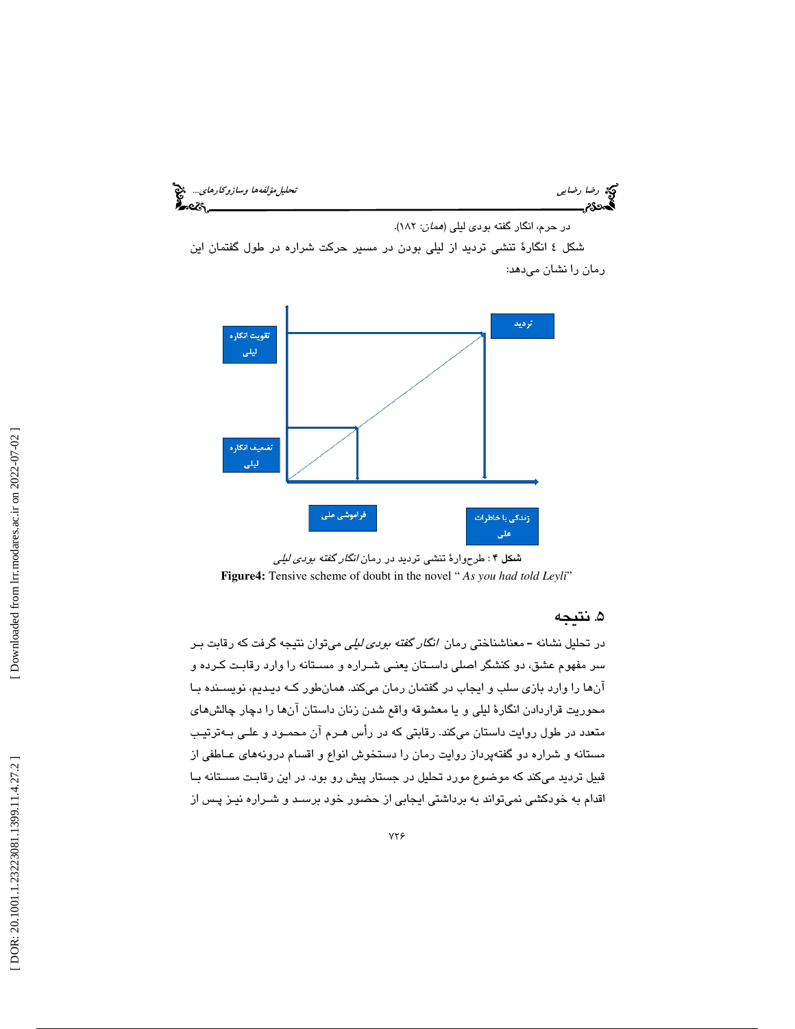در حرم، انگار گفته بودی لیلی (*همان*: ۱۸۲).

شکل ٤ انگارهٔ تنشی تردید از لیلی بودن در مسیر حرکت شراره در طول گفتمان این رمان را نشان می‌دهد:

تقویت انگاره لیلی

تردید

تضعیف انگاره لیلی

فراموشی علی

زندگی با خاطرات علی

**شکل ۴**: طرح‌وارهٔ تنشی تردید در رمان *انگار گفته بودی لیلی*

**Figure4:** Tensive scheme of doubt in the novel “ *As you had told Leyli*”

## ۵. نتیجه

در تحلیل نشانه – معناشناختی رمان *انگار گفته بودی لیلی* می‌توان نتیجه گرفت که رقابت بر سر مفهوم عشق، دو کنشگر اصلی داستان یعنی شراره و مستانه را وارد رقابت کرده و آن‌ها را وارد بازی سلب و ایجاب در گفتمان رمان می‌کند. همان‌طور که دیدیم، نویسنده با محوریت قراردادن انگارهٔ لیلی و یا معشوقه واقع شدن زنان داستان آن‌ها را دچار چالش‌های متعدد در طول روایت داستان می‌کند. رقابتی که در رأس هرم آن محمود و علی به‌ترتیب مستانه و شراره دو گفته‌پرداز روایت رمان را دستخوش انواع و اقسام درونه‌های عاطفی از قبیل تردید می‌کند که موضوع مورد تحلیل در جستار پیش رو بود. در این رقابت مستانه با اقدام به خودکشی نمی‌تواند به برداشتی ایجابی از حضور خود برسد و شراره نیز پس از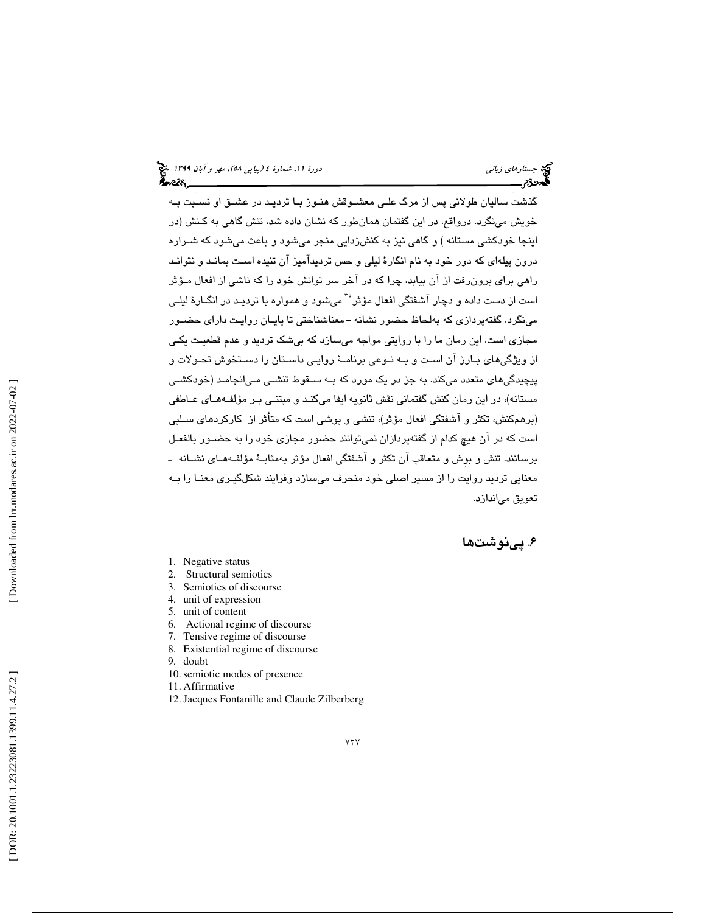گذشت سالیان طولانی پس از مرگ علی معشوقش هنوز با تردید در عشق او نسبت به خویش می‌نگرد. درواقع، در این گفتمان همان‌طور که نشان داده شد، تنش گاهی به کنش (در اینجا خودکشی مستانه ) و گاهی نیز به کنش‌زدایی منجر می‌شود و باعث می‌شود که شراره درون پیله‌ای که دور خود به نام انگارهٔ لیلی و حس تردیدآمیز آن تنیده است بماند و نتواند راهی برای برون‌رفت از آن بیابد، چرا که در آخر سر توانش خود را که ناشی از افعال مؤثر است از دست داده و دچار آشفتگی افعال مؤثر[۳۰] می‌شود و همواره با تردید در انگارهٔ لیلی می‌نگرد. گفته‌پردازی که به‌لحاظ حضور نشانه-معناشناختی تا پایان روایت دارای حضور مجازی است. این رمان ما را با روایتی مواجه می‌سازد که بی‌شک تردید و عدم قطعیت یکی از ویژگی‌های بارز آن است و به نوعی برنامهٔ روایی داستان را دستخوش تحولات و پیچیدگی‌های متعدد می‌کند. به جز در یک مورد که به سقوط تنشی می‌انجامد (خودکشی مستانه)، در این رمان کنش گفتمانی نقش ثانویه ایفا می‌کند و مبتنی بر مؤلفه‌های عاطفی (برهم‌کنش، تکثر و آشفتگی افعال مؤثر)، تنشی و بوشی است که متأثر از کارکردهای سلبی است که در آن هیچ کدام از گفته‌پردازان نمی‌توانند حضور مجازی خود را به حضور بالفعل برسانند. تنش و بوِش و متعاقب آن تکثر و آشفتگی افعال مؤثر به‌مثابهٔ مؤلفه‌های نشانه - معنایی تردید روایت را از مسیر اصلی خود منحرف می‌سازد وفرایند شکل‌گیری معنا را به تعویق می‌اندازد.

## ۶. پی‌نوشت‌ها

1. Negative status
2. Structural semiotics
3. Semiotics of discourse
4. unit of expression
5. unit of content
6. Actional regime of discourse
7. Tensive regime of discourse
8. Existential regime of discourse
9. doubt
10. semiotic modes of presence
11. Affirmative
12. Jacques Fontanille and Claude Zilberberg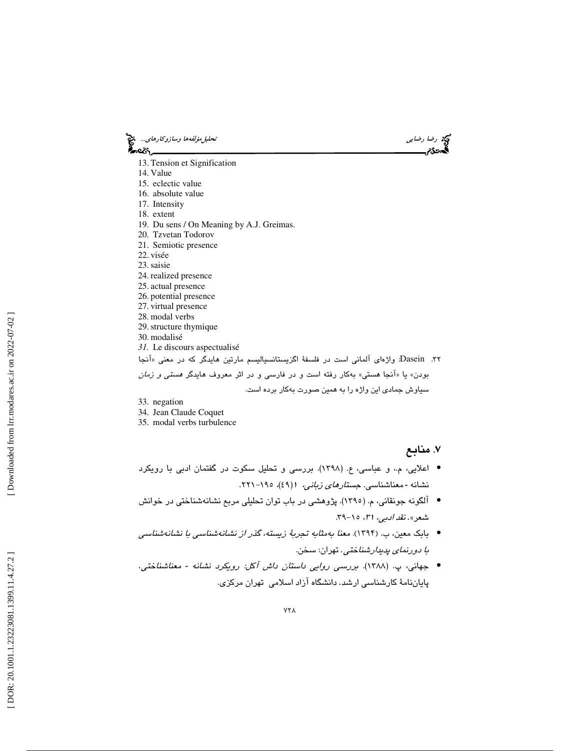13. Tension et Signification
14. Value
15. eclectic value
16. absolute value
17. Intensity
18. extent
19. Du sens / On Meaning by A.J. Greimas.
20. Tzvetan Todorov
21. Semiotic presence
22. visée
23. saisie
24. realized presence
25. actual presence
26. potential presence
27. virtual presence
28. modal verbs
29. structure thymique
30. modalisé
31. Le discours aspectualisé

۳۲. Dasein: واژه‌ای آلمانی است در فلسفهٔ اگزیستانسیالیسم مارتین هایدگر که در معنی «آنجا بودن» یا «آنجا هستی» به‌کار رفته است و در فارسی و در اثر معروف هایدگر *هستی و زمان* سیاوش جمادی این واژه را به همین صورت به‌کار برده است.

33. negation
34. Jean Claude Coquet
35. modal verbs turbulence

## ۷. منابع

- اعلایی، م.، و عباسی، ع. (۱۳۹۸). بررسی و تحلیل سکوت در گفتمان ادبی با رویکرد نشانه ‐ معناشناسی. *جستارهای زبانی*، ۱(۴۹)، ۱۹۵–۲۲۱.
- آلگونه جونقانی، م. (۱۳۹۵). پژوهشی در باب توان تحلیلی مربع نشانه‌شناختی در خوانش شعر». *نقد ادبی*، ۳۱، ۱۵–۳۹.
- بابک معین، ب. (۱۳۹۴). *معنا به‌مثابه تجربهٔ زیسته، گذر از نشانه‌شناسی با نشانه‌شناسی با دورنمای پدیدارشناختی*. تهران: سخن.
- جهانی، پ. (۱۳۸۸). *بررسی روایی داستان داش آکل: رویکرد نشانه ‐ معناشناختی*. پایان‌نامهٔ کارشناسی ارشد. دانشگاه آزاد اسلامی تهران مرکزی.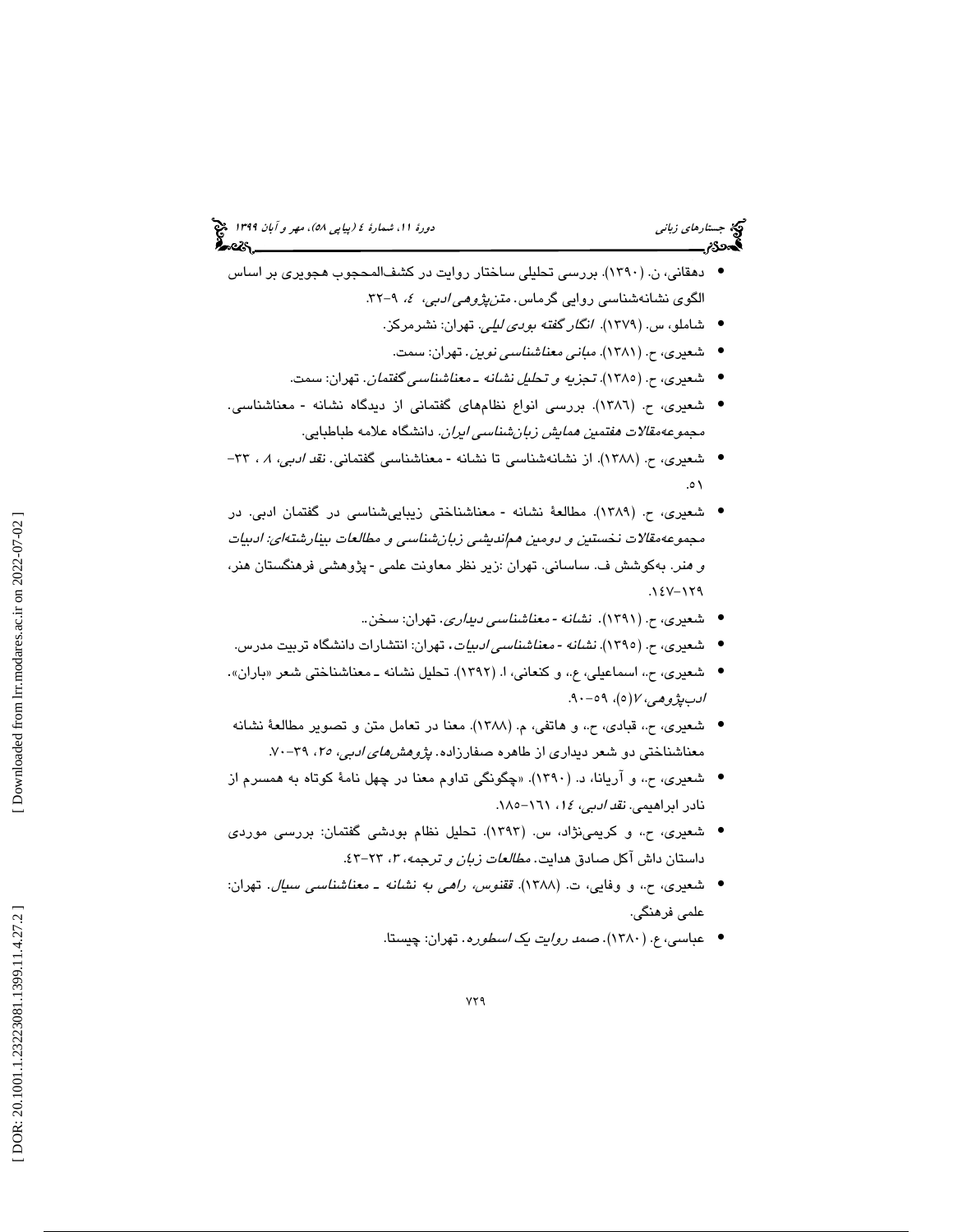- دهقانی، ن. (۱۳۹۰). بررسی تحلیلی ساختار روایت در کشف‌المحجوب هجویری بر اساس الگوی نشانه‌شناسی روایی گرماس. *متن‌پژوهی ادبی*، ٤، ۹-۳۲.
- شاملو، س. (۱۳۷۹). *انگار گفته بودی لیلی*. تهران: نشرمرکز.
- شعیری، ح. (۱۳۸۱). *مبانی معناشناسی نوین*. تهران: سمت.
- شعیری، ح. (۱۳۸۵). *تجزیه و تحلیل نشانه ـ معناشناسی گفتمان*. تهران: سمت.
- شعیری، ح. (۱۳۸٦). بررسی انواع نظام‌های گفتمانی از دیدگاه نشانه - معناشناسی. *مجموعه‌مقالات هفتمین همایش زبان‌شناسی ایران*. دانشگاه علامه طباطبایی.
- شعیری، ح. (۱۳۸۸). از نشانه‌شناسی تا نشانه - معناشناسی گفتمانی. *نقد ادبی*، ۸ ، ۳۳-۵۱.
- شعیری، ح. (۱۳۸۹). مطالعهٔ نشانه - معناشناختی زیبایی‌شناسی در گفتمان ادبی. در *مجموعه‌مقالات نخستین و دومین هم‌اندیشی زبان‌شناسی و مطالعات بینارشته‌ای: ادبیات و هنر*. به‌کوشش ف. ساسانی. تهران :زیر نظر معاونت علمی - پژوهشی فرهنگستان هنر، ۱۲۹-۱٤۷.
- شعیری، ح. (۱۳۹۱). *نشانه - معناشناسی دیداری*. تهران: سخن..
- شعیری، ح. (۱۳۹۵). *نشانه - معناشناسی ادبیات*. تهران: انتشارات دانشگاه تربیت مدرس.
- شعیری، ح.، اسماعیلی، ع.، و کنعانی، ا. (۱۳۹۲). تحلیل نشانه ـ معناشناختی شعر «باران». *ادب‌پژوهی*، ۷(۵)، ۵۹-۹۰.
- شعیری، ح.، قبادی، ح.، و هاتفی، م. (۱۳۸۸). معنا در تعامل متن و تصویر مطالعهٔ نشانه معناشناختی دو شعر دیداری از طاهره صفارزاده. *پژوهش‌های ادبی*، ۲۵، ۳۹-۷۰.
- شعیری، ح.، و آریانا، د. (۱۳۹۰). «چگونگی تداوم معنا در چهل نامهٔ کوتاه به همسرم از نادر ابراهیمی. *نقد ادبی*، ١٤، ١٦١-۱۸۵.
- شعیری، ح.، و کریمی‌نژاد، س. (۱۳۹۳). تحلیل نظام بودشی گفتمان: بررسی موردی داستان داش آکل صادق هدایت. *مطالعات زبان و ترجمه*، ۳، ۲۳-٤۳.
- شعیری، ح.، و وفایی، ت. (۱۳۸۸). *ققنوس، راهی به نشانه ـ معناشناسی سیال*. تهران: علمی فرهنگی.
- عباسی، ع. (۱۳۸۰). *صمد روایت یک اسطوره*. تهران: چیستا.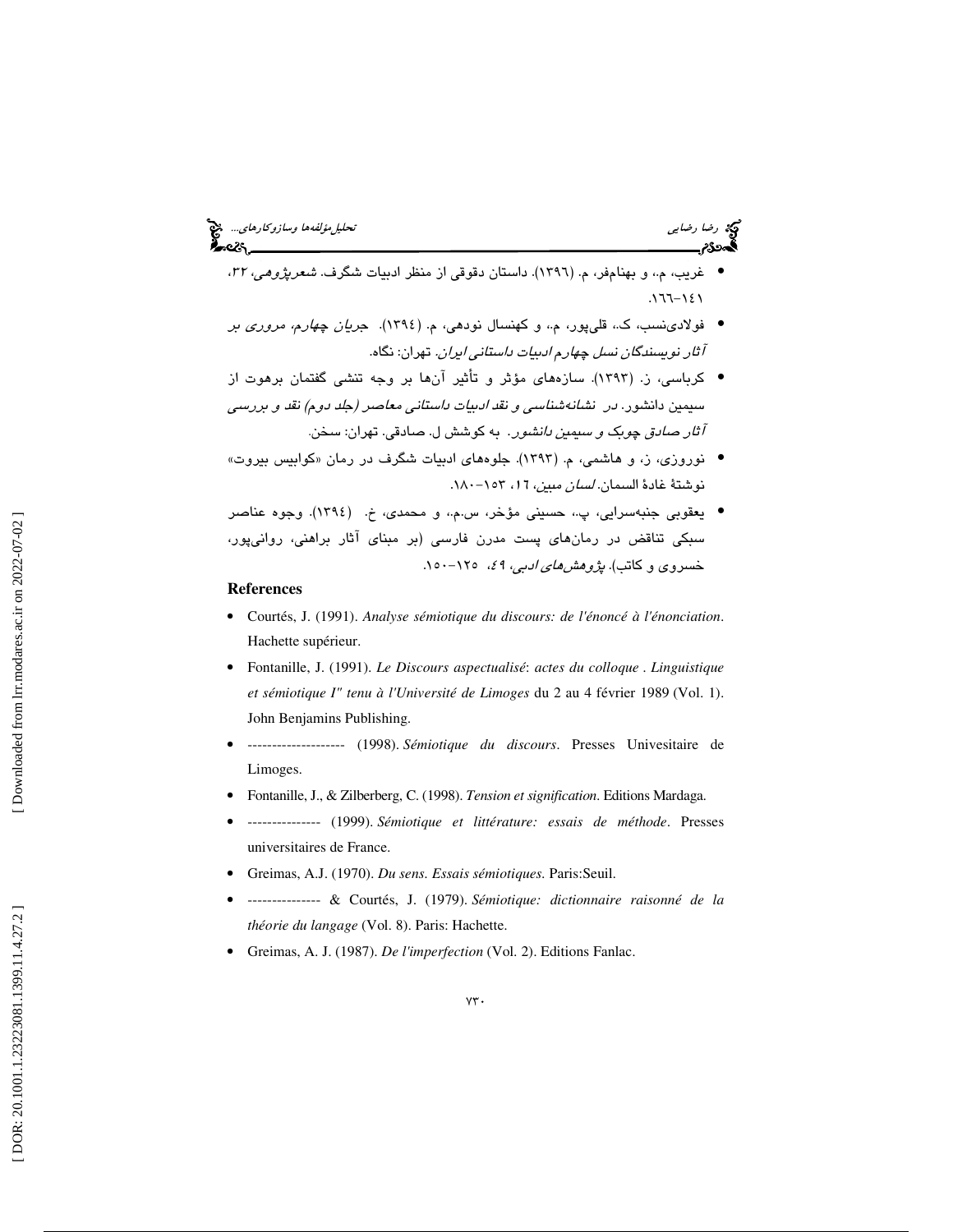- غریب، م.، و بهنام‌فر، م. (۱۳۹٦). داستان دقوقی از منظر ادبیات شگرف. *شعرپژوهی*، ۳۲، ۱٤۱-۱٦٦.
- فولادی‌نسب، ک.، قلی‌پور، م.، و کهنسال نودهی، م. (۱۳۹٤). *جریان چهارم، مروری بر آثار نویسندگان نسل چهارم ادبیات داستانی ایران*. تهران: نگاه.
- کرباسی، ز. (۱۳۹۳). سازه‌های مؤثر و تأثیر آن‌ها بر وجه تنشی گفتمان برهوت از سیمین دانشور. در *نشانه‌شناسی و نقد ادبیات داستانی معاصر (جلد دوم) نقد و بررسی آثار صادق چوبک و سیمین دانشور*. به کوشش ل. صادقی. تهران: سخن.
- نوروزی، ز، و هاشمی، م. (۱۳۹۳). جلوه‌های ادبیات شگرف در رمان «کوابیس بیروت» نوشتهٔ غادهٔ السمان. *لسان مبین*، ۱٦، ۱٥۳-۱۸۰.
- یعقوبی جنبه‌سرایی، پ.، حسینی مؤخر، س.م.، و محمدی، خ. (۱۳۹٤). وجوه عناصر سبکی تناقض در رمان‌های پست مدرن فارسی (بر مبنای آثار براهنی، روانی‌پور، خسروی و کاتب). *پژوهش‌های ادبی*، ٤۹، ۱۲٥-۱٥۰.

## References

- Courtés, J. (1991). *Analyse sémiotique du discours: de l'énoncé à l'énonciation*. Hachette supérieur.
- Fontanille, J. (1991). *Le Discours aspectualisé: actes du colloque . Linguistique et sémiotique I" tenu à l'Université de Limoges* du 2 au 4 février 1989 (Vol. 1). John Benjamins Publishing.
- -------------------- (1998). *Sémiotique du discours*. Presses Univesitaire de Limoges.
- Fontanille, J., & Zilberberg, C. (1998). *Tension et signification*. Editions Mardaga.
- --------------- (1999). *Sémiotique et littérature: essais de méthode*. Presses universitaires de France.
- Greimas, A.J. (1970). *Du sens. Essais sémiotiques*. Paris:Seuil.
- --------------- & Courtés, J. (1979). *Sémiotique: dictionnaire raisonné de la théorie du langage* (Vol. 8). Paris: Hachette.
- Greimas, A. J. (1987). *De l'imperfection* (Vol. 2). Editions Fanlac.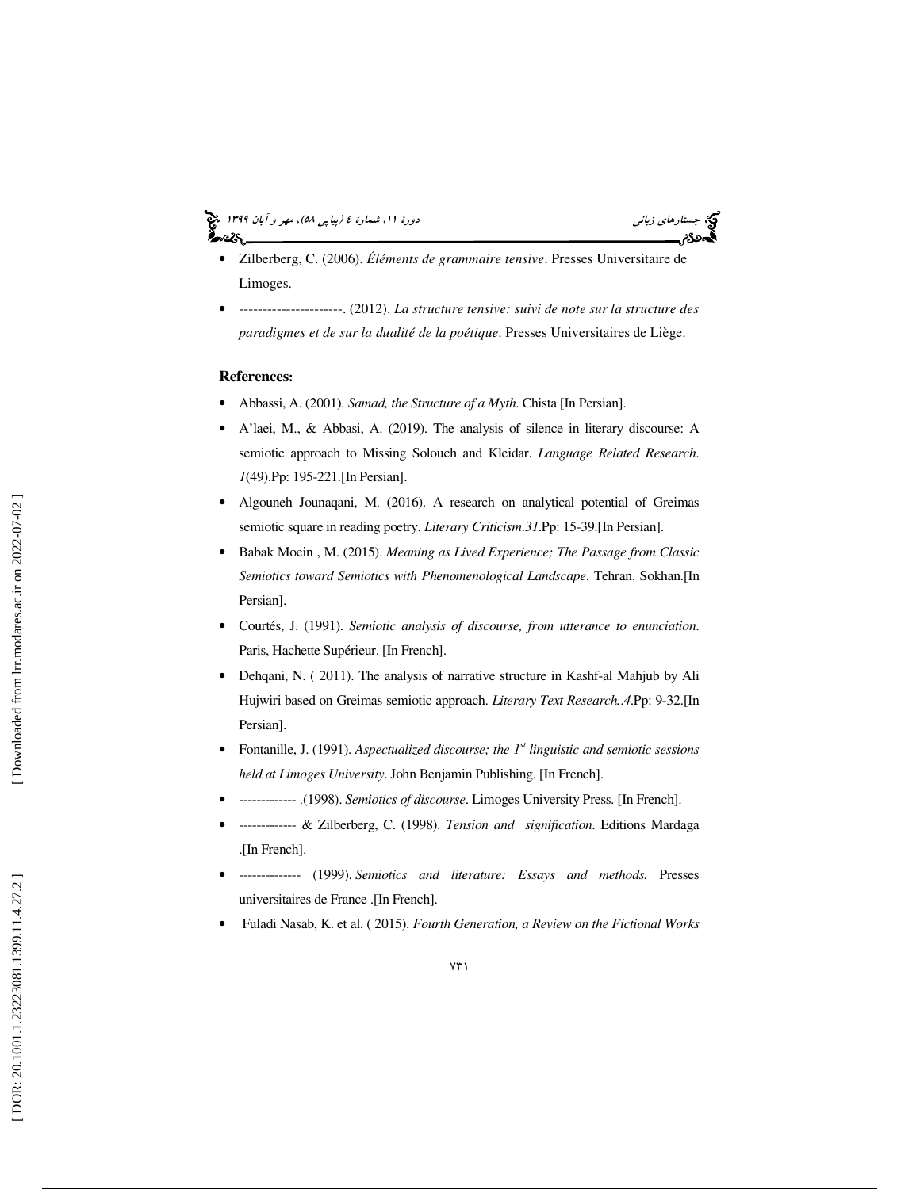- Zilberberg, C. (2006). *Éléments de grammaire tensive*. Presses Universitaire de Limoges.
- ----------------------. (2012). *La structure tensive: suivi de note sur la structure des paradigmes et de sur la dualité de la poétique*. Presses Universitaires de Liège.

**References:**

- Abbassi, A. (2001). *Samad, the Structure of a Myth*. Chista [In Persian].
- A'laei, M., & Abbasi, A. (2019). The analysis of silence in literary discourse: A semiotic approach to Missing Solouch and Kleidar. *Language Related Research. 1*(49).Pp: 195-221.[In Persian].
- Algouneh Jounaqani, M. (2016). A research on analytical potential of Greimas semiotic square in reading poetry. *Literary Criticism.31*.Pp: 15-39.[In Persian].
- Babak Moein , M. (2015). *Meaning as Lived Experience; The Passage from Classic Semiotics toward Semiotics with Phenomenological Landscape*. Tehran. Sokhan.[In Persian].
- Courtés, J. (1991). *Semiotic analysis of discourse, from utterance to enunciation*. Paris, Hachette Supérieur. [In French].
- Dehqani, N. ( 2011). The analysis of narrative structure in Kashf-al Mahjub by Ali Hujwiri based on Greimas semiotic approach. *Literary Text Research..4*.Pp: 9-32.[In Persian].
- Fontanille, J. (1991). *Aspectualized discourse; the 1st linguistic and semiotic sessions held at Limoges University*. John Benjamin Publishing. [In French].
- ------------- .(1998). *Semiotics of discourse*. Limoges University Press. [In French].
- ------------- & Zilberberg, C. (1998). *Tension and signification*. Editions Mardaga .[In French].
- -------------- (1999). *Semiotics and literature: Essays and methods.* Presses universitaires de France .[In French].
- Fuladi Nasab, K. et al. ( 2015). *Fourth Generation, a Review on the Fictional Works*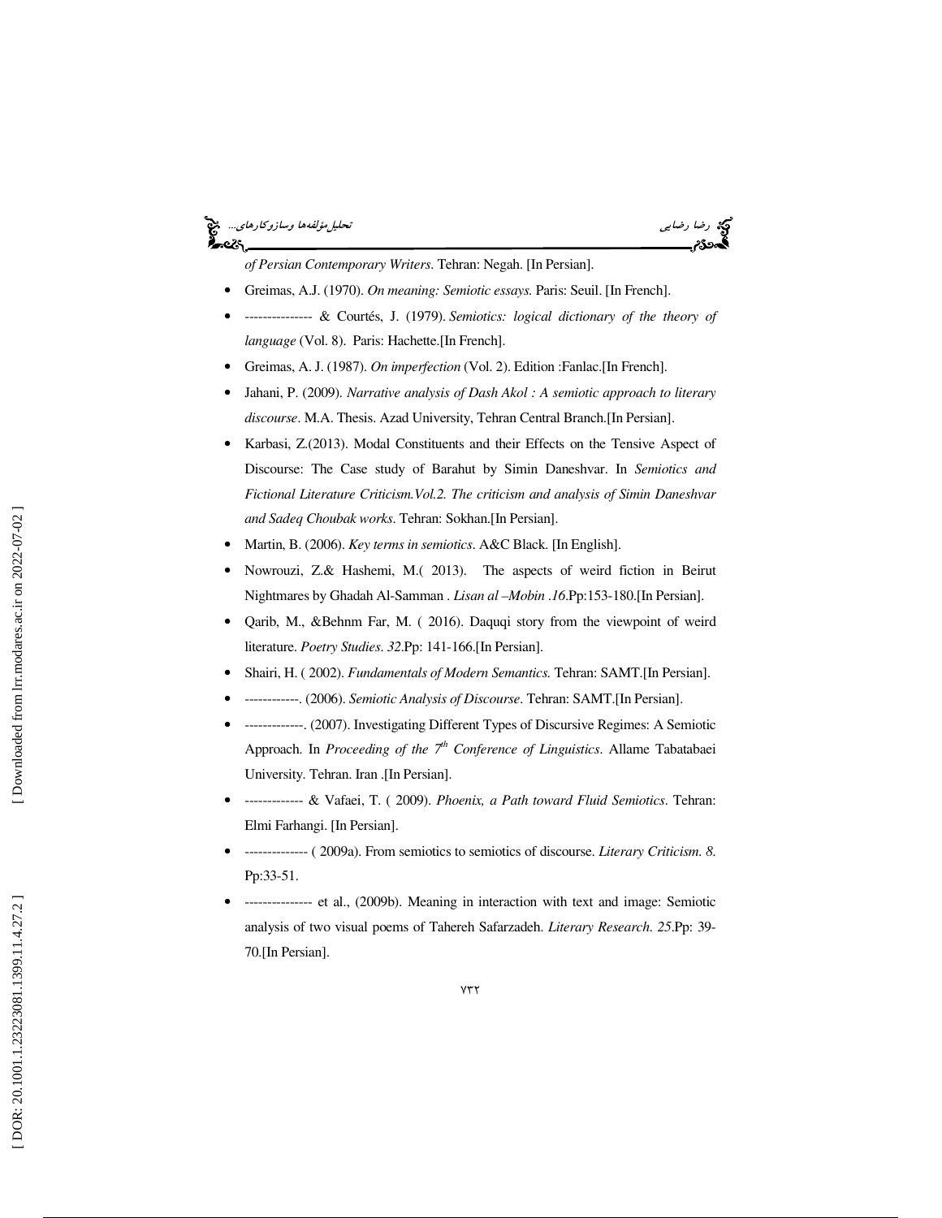*of Persian Contemporary Writers*. Tehran: Negah. [In Persian].

- Greimas, A.J. (1970). *On meaning: Semiotic essays.* Paris: Seuil. [In French].
- --------------- & Courtés, J. (1979). *Semiotics: logical dictionary of the theory of language* (Vol. 8). Paris: Hachette.[In French].
- Greimas, A. J. (1987). *On imperfection* (Vol. 2). Edition :Fanlac.[In French].
- Jahani, P. (2009). *Narrative analysis of Dash Akol : A semiotic approach to literary discourse*. M.A. Thesis. Azad University, Tehran Central Branch.[In Persian].
- Karbasi, Z.(2013). Modal Constituents and their Effects on the Tensive Aspect of Discourse: The Case study of Barahut by Simin Daneshvar. In *Semiotics and Fictional Literature Criticism.Vol.2. The criticism and analysis of Simin Daneshvar and Sadeq Choubak works*. Tehran: Sokhan.[In Persian].
- Martin, B. (2006). *Key terms in semiotics*. A&C Black. [In English].
- Nowrouzi, Z.& Hashemi, M.( 2013). The aspects of weird fiction in Beirut Nightmares by Ghadah Al-Samman . *Lisan al –Mobin .16*.Pp:153-180.[In Persian].
- Qarib, M., &Behnm Far, M. ( 2016). Daquqi story from the viewpoint of weird literature. *Poetry Studies*. *32*.Pp: 141-166.[In Persian].
- Shairi, H. ( 2002). *Fundamentals of Modern Semantics.* Tehran: SAMT.[In Persian].
- ------------. (2006). *Semiotic Analysis of Discourse*. Tehran: SAMT.[In Persian].
- -------------. (2007). Investigating Different Types of Discursive Regimes: A Semiotic Approach. In *Proceeding of the 7th Conference of Linguistics*. Allame Tabatabaei University. Tehran. Iran .[In Persian].
- ------------- & Vafaei, T. ( 2009). *Phoenix, a Path toward Fluid Semiotics*. Tehran: Elmi Farhangi. [In Persian].
- -------------- ( 2009a). From semiotics to semiotics of discourse. *Literary Criticism*. *8.* Pp:33-51.
- --------------- et al., (2009b). Meaning in interaction with text and image: Semiotic analysis of two visual poems of Tahereh Safarzadeh. *Literary Research*. *25*.Pp: 39-70.[In Persian].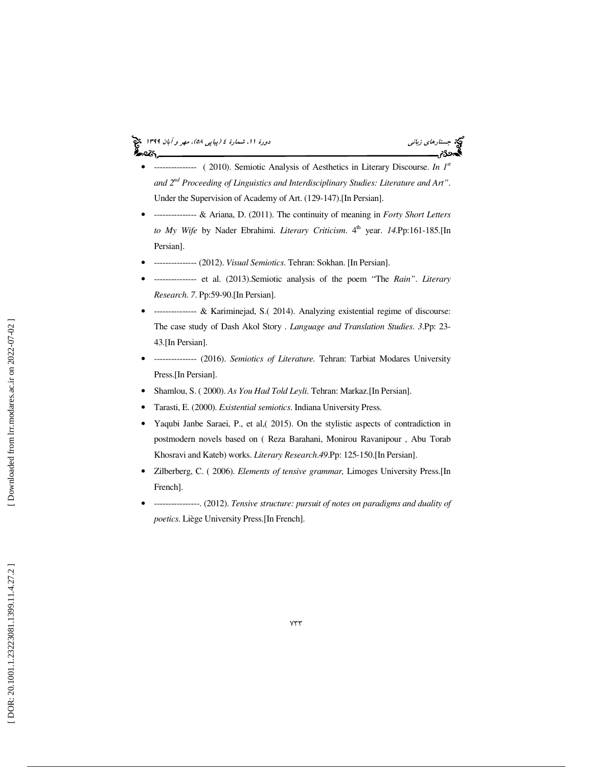- --------------- ( 2010). Semiotic Analysis of Aesthetics in Literary Discourse. *In 1st and 2nd Proceeding of Linguistics and Interdisciplinary Studies: Literature and Art"*. Under the Supervision of Academy of Art. (129-147).[In Persian].
- --------------- & Ariana, D. (2011). The continuity of meaning in *Forty Short Letters to My Wife* by Nader Ebrahimi. *Literary Criticism*. 4th year. *14*.Pp:161-185.[In Persian].
- --------------- (2012). *Visual Semiotics*. Tehran: Sokhan. [In Persian].
- --------------- et al. (2013).Semiotic analysis of the poem "The *Rain"*. *Literary Research*. *7*. Pp:59-90.[In Persian].
- --------------- & Kariminejad, S.( 2014). Analyzing existential regime of discourse: The case study of Dash Akol Story . *Language and Translation Studies*. *3*.Pp: 23-43.[In Persian].
- --------------- (2016). *Semiotics of Literature.* Tehran: Tarbiat Modares University Press.[In Persian].
- Shamlou, S. ( 2000). *As You Had Told Leyli*. Tehran: Markaz.[In Persian].
- Tarasti, E. (2000). *Existential semiotics*. Indiana University Press.
- Yaqubi Janbe Saraei, P., et al,( 2015). On the stylistic aspects of contradiction in postmodern novels based on ( Reza Barahani, Monirou Ravanipour , Abu Torab Khosravi and Kateb) works. *Literary Research*.*49*.Pp: 125-150.[In Persian].
- Zilberberg, C. ( 2006). *Elements of tensive grammar,* Limoges University Press.[In French].
- ----------------. (2012). *Tensive structure: pursuit of notes on paradigms and duality of poetics.* Liège University Press.[In French].